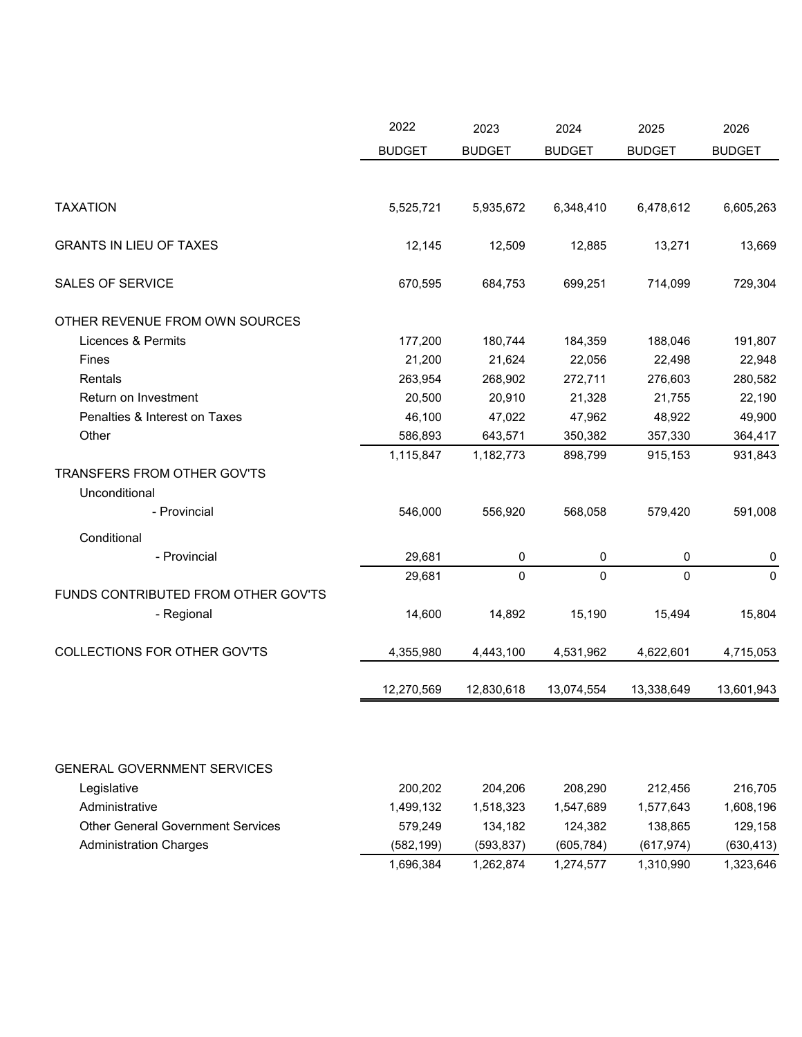| | 2022 BUDGET | 2023 BUDGET | 2024 BUDGET | 2025 BUDGET | 2026 BUDGET |
|---|---|---|---|---|---|
| TAXATION | 5,525,721 | 5,935,672 | 6,348,410 | 6,478,612 | 6,605,263 |
| GRANTS IN LIEU OF TAXES | 12,145 | 12,509 | 12,885 | 13,271 | 13,669 |
| SALES OF SERVICE | 670,595 | 684,753 | 699,251 | 714,099 | 729,304 |
| OTHER REVENUE FROM OWN SOURCES | | | | | |
| Licences & Permits | 177,200 | 180,744 | 184,359 | 188,046 | 191,807 |
| Fines | 21,200 | 21,624 | 22,056 | 22,498 | 22,948 |
| Rentals | 263,954 | 268,902 | 272,711 | 276,603 | 280,582 |
| Return on Investment | 20,500 | 20,910 | 21,328 | 21,755 | 22,190 |
| Penalties & Interest on Taxes | 46,100 | 47,022 | 47,962 | 48,922 | 49,900 |
| Other | 586,893 | 643,571 | 350,382 | 357,330 | 364,417 |
| | 1,115,847 | 1,182,773 | 898,799 | 915,153 | 931,843 |
| TRANSFERS FROM OTHER GOV'TS | | | | | |
| Unconditional | | | | | |
| - Provincial | 546,000 | 556,920 | 568,058 | 579,420 | 591,008 |
| Conditional | | | | | |
| - Provincial | 29,681 | 0 | 0 | 0 | 0 |
| | 29,681 | 0 | 0 | 0 | 0 |
| FUNDS CONTRIBUTED FROM OTHER GOV'TS | | | | | |
| - Regional | 14,600 | 14,892 | 15,190 | 15,494 | 15,804 |
| COLLECTIONS FOR OTHER GOV'TS | 4,355,980 | 4,443,100 | 4,531,962 | 4,622,601 | 4,715,053 |
| | 12,270,569 | 12,830,618 | 13,074,554 | 13,338,649 | 13,601,943 |
| | | | | | |
| GENERAL GOVERNMENT SERVICES | | | | | |
| Legislative | 200,202 | 204,206 | 208,290 | 212,456 | 216,705 |
| Administrative | 1,499,132 | 1,518,323 | 1,547,689 | 1,577,643 | 1,608,196 |
| Other General Government Services | 579,249 | 134,182 | 124,382 | 138,865 | 129,158 |
| Administration Charges | (582,199) | (593,837) | (605,784) | (617,974) | (630,413) |
| | 1,696,384 | 1,262,874 | 1,274,577 | 1,310,990 | 1,323,646 |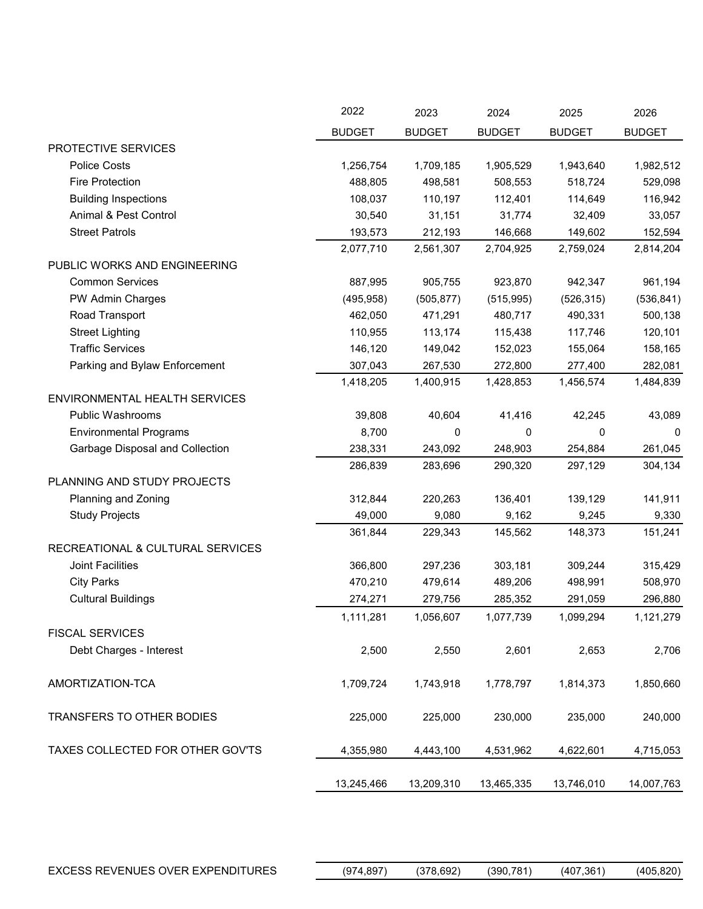| | 2022 BUDGET | 2023 BUDGET | 2024 BUDGET | 2025 BUDGET | 2026 BUDGET |
|---|---|---|---|---|---|
| PROTECTIVE SERVICES | | | | | |
| Police Costs | 1,256,754 | 1,709,185 | 1,905,529 | 1,943,640 | 1,982,512 |
| Fire Protection | 488,805 | 498,581 | 508,553 | 518,724 | 529,098 |
| Building Inspections | 108,037 | 110,197 | 112,401 | 114,649 | 116,942 |
| Animal & Pest Control | 30,540 | 31,151 | 31,774 | 32,409 | 33,057 |
| Street Patrols | 193,573 | 212,193 | 146,668 | 149,602 | 152,594 |
| | 2,077,710 | 2,561,307 | 2,704,925 | 2,759,024 | 2,814,204 |
| PUBLIC WORKS AND ENGINEERING | | | | | |
| Common Services | 887,995 | 905,755 | 923,870 | 942,347 | 961,194 |
| PW Admin Charges | (495,958) | (505,877) | (515,995) | (526,315) | (536,841) |
| Road Transport | 462,050 | 471,291 | 480,717 | 490,331 | 500,138 |
| Street Lighting | 110,955 | 113,174 | 115,438 | 117,746 | 120,101 |
| Traffic Services | 146,120 | 149,042 | 152,023 | 155,064 | 158,165 |
| Parking and Bylaw Enforcement | 307,043 | 267,530 | 272,800 | 277,400 | 282,081 |
| | 1,418,205 | 1,400,915 | 1,428,853 | 1,456,574 | 1,484,839 |
| ENVIRONMENTAL HEALTH SERVICES | | | | | |
| Public Washrooms | 39,808 | 40,604 | 41,416 | 42,245 | 43,089 |
| Environmental Programs | 8,700 | 0 | 0 | 0 | 0 |
| Garbage Disposal and Collection | 238,331 | 243,092 | 248,903 | 254,884 | 261,045 |
| | 286,839 | 283,696 | 290,320 | 297,129 | 304,134 |
| PLANNING AND STUDY PROJECTS | | | | | |
| Planning and Zoning | 312,844 | 220,263 | 136,401 | 139,129 | 141,911 |
| Study Projects | 49,000 | 9,080 | 9,162 | 9,245 | 9,330 |
| | 361,844 | 229,343 | 145,562 | 148,373 | 151,241 |
| RECREATIONAL & CULTURAL SERVICES | | | | | |
| Joint Facilities | 366,800 | 297,236 | 303,181 | 309,244 | 315,429 |
| City Parks | 470,210 | 479,614 | 489,206 | 498,991 | 508,970 |
| Cultural Buildings | 274,271 | 279,756 | 285,352 | 291,059 | 296,880 |
| | 1,111,281 | 1,056,607 | 1,077,739 | 1,099,294 | 1,121,279 |
| FISCAL SERVICES | | | | | |
| Debt Charges - Interest | 2,500 | 2,550 | 2,601 | 2,653 | 2,706 |
| AMORTIZATION-TCA | 1,709,724 | 1,743,918 | 1,778,797 | 1,814,373 | 1,850,660 |
| TRANSFERS TO OTHER BODIES | 225,000 | 225,000 | 230,000 | 235,000 | 240,000 |
| TAXES COLLECTED FOR OTHER GOV'TS | 4,355,980 | 4,443,100 | 4,531,962 | 4,622,601 | 4,715,053 |
| | 13,245,466 | 13,209,310 | 13,465,335 | 13,746,010 | 14,007,763 |
| EXCESS REVENUES OVER EXPENDITURES | (974,897) | (378,692) | (390,781) | (407,361) | (405,820) |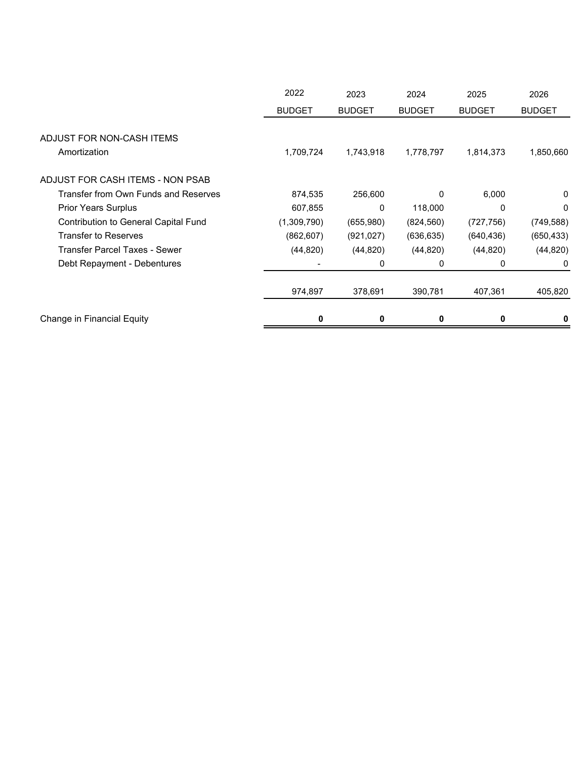| | 2022 BUDGET | 2023 BUDGET | 2024 BUDGET | 2025 BUDGET | 2026 BUDGET |
|---|---|---|---|---|---|
| ADJUST FOR NON-CASH ITEMS | | | | | |
| Amortization | 1,709,724 | 1,743,918 | 1,778,797 | 1,814,373 | 1,850,660 |
| ADJUST FOR CASH ITEMS - NON PSAB | | | | | |
| Transfer from Own Funds and Reserves | 874,535 | 256,600 | 0 | 6,000 | 0 |
| Prior Years Surplus | 607,855 | 0 | 118,000 | 0 | 0 |
| Contribution to General Capital Fund | (1,309,790) | (655,980) | (824,560) | (727,756) | (749,588) |
| Transfer to Reserves | (862,607) | (921,027) | (636,635) | (640,436) | (650,433) |
| Transfer Parcel Taxes - Sewer | (44,820) | (44,820) | (44,820) | (44,820) | (44,820) |
| Debt Repayment - Debentures | - | 0 | 0 | 0 | 0 |
| | 974,897 | 378,691 | 390,781 | 407,361 | 405,820 |
| Change in Financial Equity | **0** | **0** | **0** | **0** | **0** |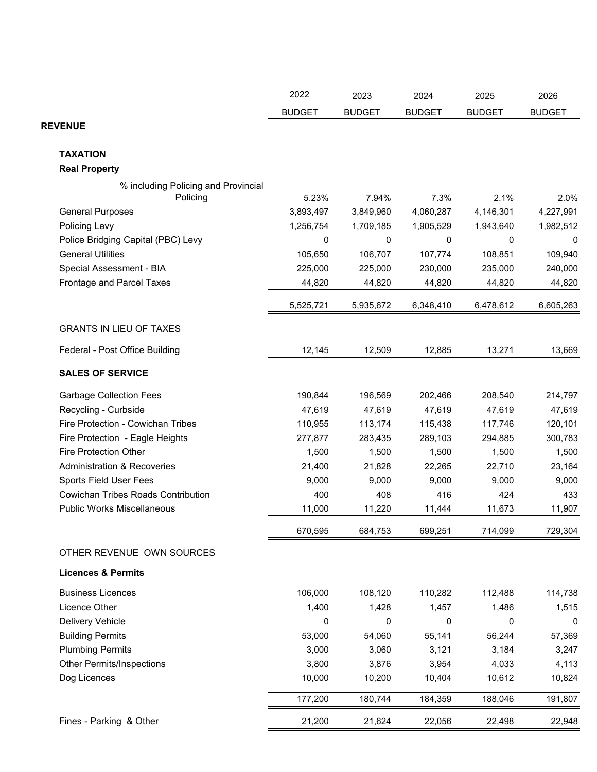| | 2022 BUDGET | 2023 BUDGET | 2024 BUDGET | 2025 BUDGET | 2026 BUDGET |
|---|---|---|---|---|---|
| **REVENUE** | | | | | |
| **TAXATION** | | | | | |
| **Real Property** | | | | | |
| % including Policing and Provincial Policing | 5.23% | 7.94% | 7.3% | 2.1% | 2.0% |
| General Purposes | 3,893,497 | 3,849,960 | 4,060,287 | 4,146,301 | 4,227,991 |
| Policing Levy | 1,256,754 | 1,709,185 | 1,905,529 | 1,943,640 | 1,982,512 |
| Police Bridging Capital (PBC) Levy | 0 | 0 | 0 | 0 | 0 |
| General Utilities | 105,650 | 106,707 | 107,774 | 108,851 | 109,940 |
| Special Assessment - BIA | 225,000 | 225,000 | 230,000 | 235,000 | 240,000 |
| Frontage and Parcel Taxes | 44,820 | 44,820 | 44,820 | 44,820 | 44,820 |
| | 5,525,721 | 5,935,672 | 6,348,410 | 6,478,612 | 6,605,263 |
| GRANTS IN LIEU OF TAXES | | | | | |
| Federal - Post Office Building | 12,145 | 12,509 | 12,885 | 13,271 | 13,669 |
| **SALES OF SERVICE** | | | | | |
| Garbage Collection Fees | 190,844 | 196,569 | 202,466 | 208,540 | 214,797 |
| Recycling - Curbside | 47,619 | 47,619 | 47,619 | 47,619 | 47,619 |
| Fire Protection - Cowichan Tribes | 110,955 | 113,174 | 115,438 | 117,746 | 120,101 |
| Fire Protection - Eagle Heights | 277,877 | 283,435 | 289,103 | 294,885 | 300,783 |
| Fire Protection Other | 1,500 | 1,500 | 1,500 | 1,500 | 1,500 |
| Administration & Recoveries | 21,400 | 21,828 | 22,265 | 22,710 | 23,164 |
| Sports Field User Fees | 9,000 | 9,000 | 9,000 | 9,000 | 9,000 |
| Cowichan Tribes Roads Contribution | 400 | 408 | 416 | 424 | 433 |
| Public Works Miscellaneous | 11,000 | 11,220 | 11,444 | 11,673 | 11,907 |
| | 670,595 | 684,753 | 699,251 | 714,099 | 729,304 |
| OTHER REVENUE OWN SOURCES | | | | | |
| **Licences & Permits** | | | | | |
| Business Licences | 106,000 | 108,120 | 110,282 | 112,488 | 114,738 |
| Licence Other | 1,400 | 1,428 | 1,457 | 1,486 | 1,515 |
| Delivery Vehicle | 0 | 0 | 0 | 0 | 0 |
| Building Permits | 53,000 | 54,060 | 55,141 | 56,244 | 57,369 |
| Plumbing Permits | 3,000 | 3,060 | 3,121 | 3,184 | 3,247 |
| Other Permits/Inspections | 3,800 | 3,876 | 3,954 | 4,033 | 4,113 |
| Dog Licences | 10,000 | 10,200 | 10,404 | 10,612 | 10,824 |
| | 177,200 | 180,744 | 184,359 | 188,046 | 191,807 |
| Fines - Parking & Other | 21,200 | 21,624 | 22,056 | 22,498 | 22,948 |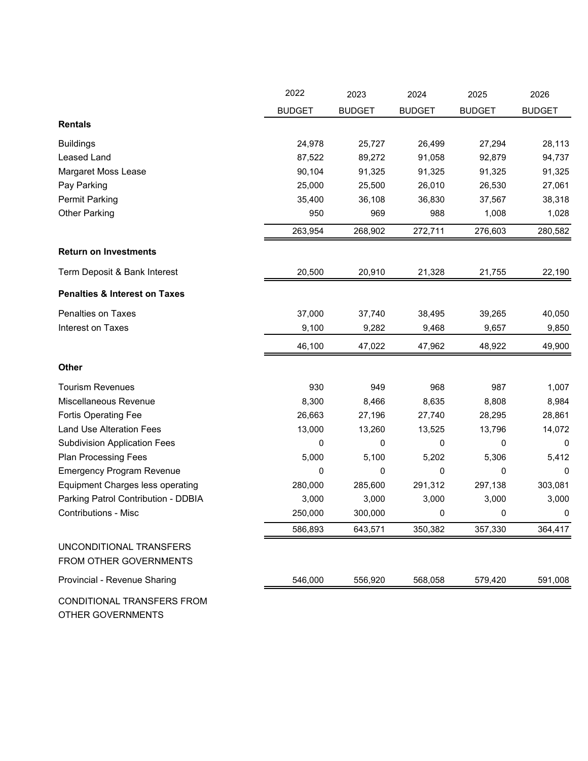| | 2022 BUDGET | 2023 BUDGET | 2024 BUDGET | 2025 BUDGET | 2026 BUDGET |
|---|---|---|---|---|---|
| **Rentals** | | | | | |
| Buildings | 24,978 | 25,727 | 26,499 | 27,294 | 28,113 |
| Leased Land | 87,522 | 89,272 | 91,058 | 92,879 | 94,737 |
| Margaret Moss Lease | 90,104 | 91,325 | 91,325 | 91,325 | 91,325 |
| Pay Parking | 25,000 | 25,500 | 26,010 | 26,530 | 27,061 |
| Permit Parking | 35,400 | 36,108 | 36,830 | 37,567 | 38,318 |
| Other Parking | 950 | 969 | 988 | 1,008 | 1,028 |
| | 263,954 | 268,902 | 272,711 | 276,603 | 280,582 |
| **Return on Investments** | | | | | |
| Term Deposit & Bank Interest | 20,500 | 20,910 | 21,328 | 21,755 | 22,190 |
| **Penalties & Interest on Taxes** | | | | | |
| Penalties on Taxes | 37,000 | 37,740 | 38,495 | 39,265 | 40,050 |
| Interest on Taxes | 9,100 | 9,282 | 9,468 | 9,657 | 9,850 |
| | 46,100 | 47,022 | 47,962 | 48,922 | 49,900 |
| **Other** | | | | | |
| Tourism Revenues | 930 | 949 | 968 | 987 | 1,007 |
| Miscellaneous Revenue | 8,300 | 8,466 | 8,635 | 8,808 | 8,984 |
| Fortis Operating Fee | 26,663 | 27,196 | 27,740 | 28,295 | 28,861 |
| Land Use Alteration Fees | 13,000 | 13,260 | 13,525 | 13,796 | 14,072 |
| Subdivision Application Fees | 0 | 0 | 0 | 0 | 0 |
| Plan Processing Fees | 5,000 | 5,100 | 5,202 | 5,306 | 5,412 |
| Emergency Program Revenue | 0 | 0 | 0 | 0 | 0 |
| Equipment Charges less operating | 280,000 | 285,600 | 291,312 | 297,138 | 303,081 |
| Parking Patrol Contribution - DDBIA | 3,000 | 3,000 | 3,000 | 3,000 | 3,000 |
| Contributions - Misc | 250,000 | 300,000 | 0 | 0 | 0 |
| | 586,893 | 643,571 | 350,382 | 357,330 | 364,417 |
| UNCONDITIONAL TRANSFERS FROM OTHER GOVERNMENTS | | | | | |
| Provincial - Revenue Sharing | 546,000 | 556,920 | 568,058 | 579,420 | 591,008 |
| CONDITIONAL TRANSFERS FROM OTHER GOVERNMENTS | | | | | |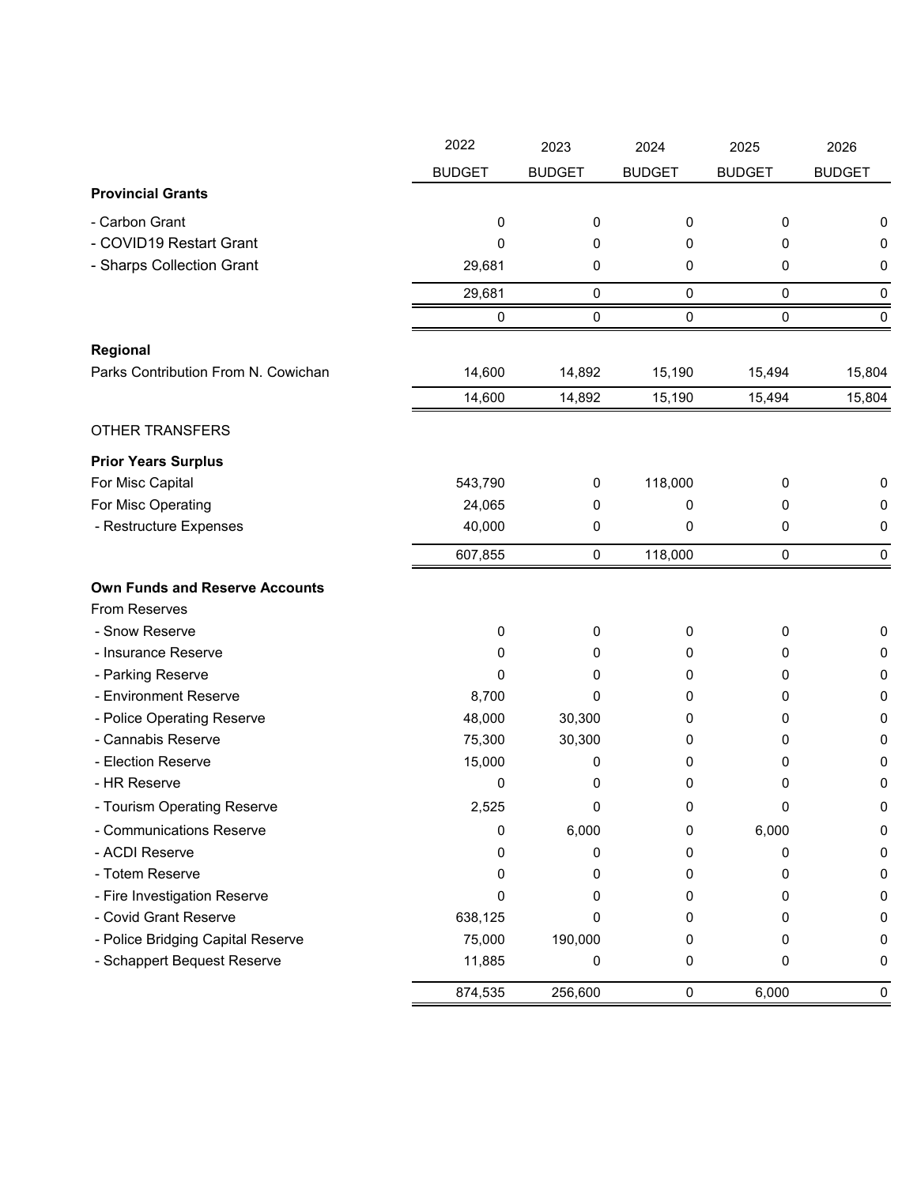| | 2022 BUDGET | 2023 BUDGET | 2024 BUDGET | 2025 BUDGET | 2026 BUDGET |
|---|---|---|---|---|---|
| **Provincial Grants** | | | | | |
| - Carbon Grant | 0 | 0 | 0 | 0 | 0 |
| - COVID19 Restart Grant | 0 | 0 | 0 | 0 | 0 |
| - Sharps Collection Grant | 29,681 | 0 | 0 | 0 | 0 |
| | 29,681 | 0 | 0 | 0 | 0 |
| | 0 | 0 | 0 | 0 | 0 |
| **Regional** | | | | | |
| Parks Contribution From N. Cowichan | 14,600 | 14,892 | 15,190 | 15,494 | 15,804 |
| | 14,600 | 14,892 | 15,190 | 15,494 | 15,804 |
| OTHER TRANSFERS | | | | | |
| **Prior Years Surplus** | | | | | |
| For Misc Capital | 543,790 | 0 | 118,000 | 0 | 0 |
| For Misc Operating | 24,065 | 0 | 0 | 0 | 0 |
| - Restructure Expenses | 40,000 | 0 | 0 | 0 | 0 |
| | 607,855 | 0 | 118,000 | 0 | 0 |
| **Own Funds and Reserve Accounts** | | | | | |
| From Reserves | | | | | |
| - Snow Reserve | 0 | 0 | 0 | 0 | 0 |
| - Insurance Reserve | 0 | 0 | 0 | 0 | 0 |
| - Parking Reserve | 0 | 0 | 0 | 0 | 0 |
| - Environment Reserve | 8,700 | 0 | 0 | 0 | 0 |
| - Police Operating Reserve | 48,000 | 30,300 | 0 | 0 | 0 |
| - Cannabis Reserve | 75,300 | 30,300 | 0 | 0 | 0 |
| - Election Reserve | 15,000 | 0 | 0 | 0 | 0 |
| - HR Reserve | 0 | 0 | 0 | 0 | 0 |
| - Tourism Operating Reserve | 2,525 | 0 | 0 | 0 | 0 |
| - Communications Reserve | 0 | 6,000 | 0 | 6,000 | 0 |
| - ACDI Reserve | 0 | 0 | 0 | 0 | 0 |
| - Totem Reserve | 0 | 0 | 0 | 0 | 0 |
| - Fire Investigation Reserve | 0 | 0 | 0 | 0 | 0 |
| - Covid Grant Reserve | 638,125 | 0 | 0 | 0 | 0 |
| - Police Bridging Capital Reserve | 75,000 | 190,000 | 0 | 0 | 0 |
| - Schappert Bequest Reserve | 11,885 | 0 | 0 | 0 | 0 |
| | 874,535 | 256,600 | 0 | 6,000 | 0 |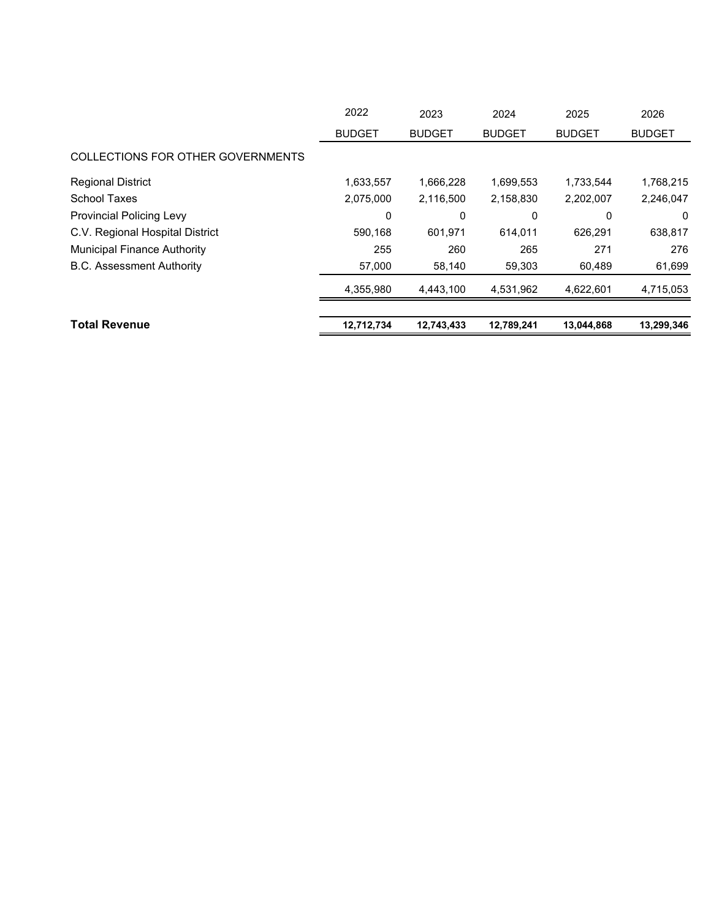| | 2022 BUDGET | 2023 BUDGET | 2024 BUDGET | 2025 BUDGET | 2026 BUDGET |
|---|---|---|---|---|---|
| COLLECTIONS FOR OTHER GOVERNMENTS | | | | | |
| Regional District | 1,633,557 | 1,666,228 | 1,699,553 | 1,733,544 | 1,768,215 |
| School Taxes | 2,075,000 | 2,116,500 | 2,158,830 | 2,202,007 | 2,246,047 |
| Provincial Policing Levy | 0 | 0 | 0 | 0 | 0 |
| C.V. Regional Hospital District | 590,168 | 601,971 | 614,011 | 626,291 | 638,817 |
| Municipal Finance Authority | 255 | 260 | 265 | 271 | 276 |
| B.C. Assessment Authority | 57,000 | 58,140 | 59,303 | 60,489 | 61,699 |
| | 4,355,980 | 4,443,100 | 4,531,962 | 4,622,601 | 4,715,053 |
| **Total Revenue** | **12,712,734** | **12,743,433** | **12,789,241** | **13,044,868** | **13,299,346** |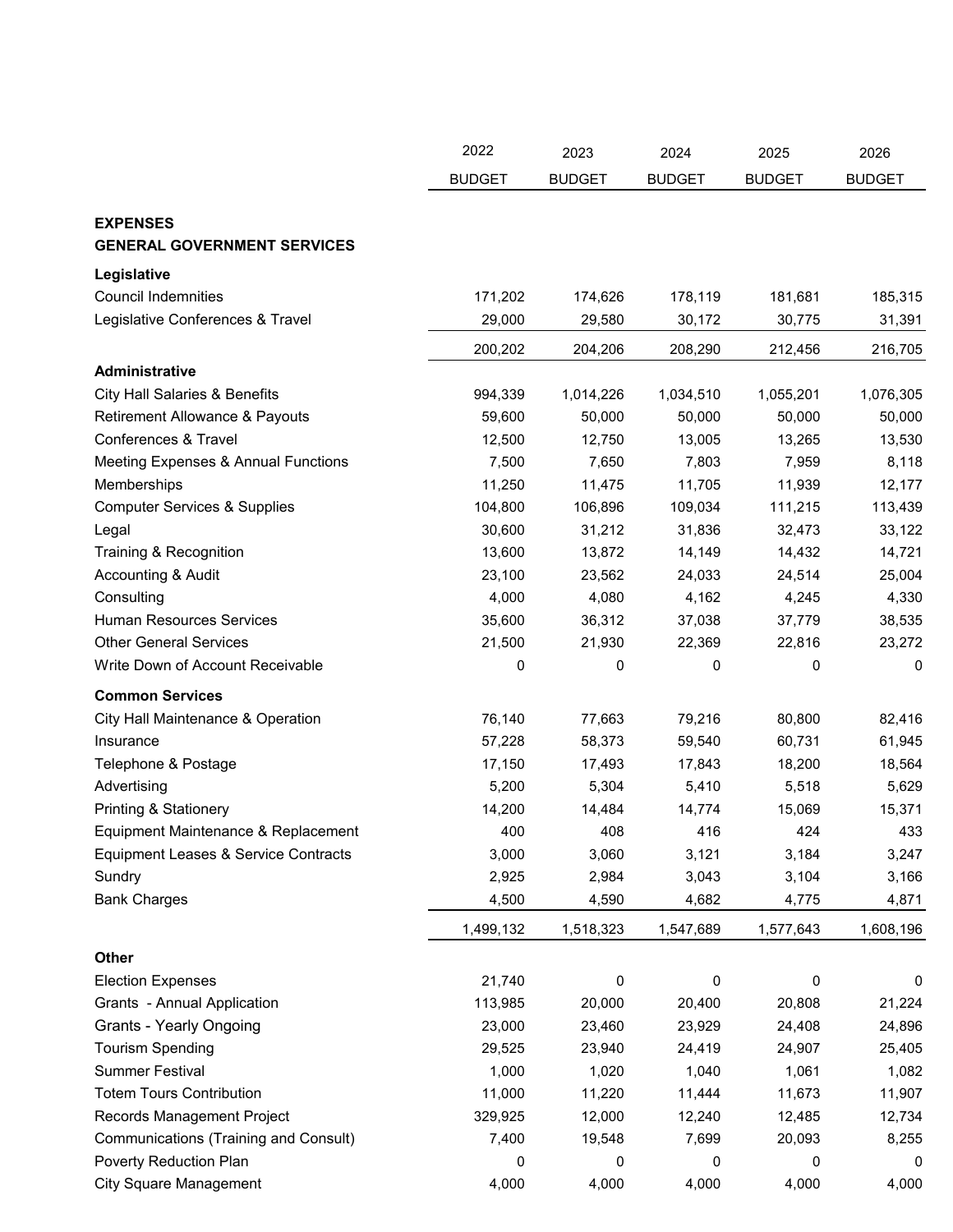| | 2022 BUDGET | 2023 BUDGET | 2024 BUDGET | 2025 BUDGET | 2026 BUDGET |
|---|---|---|---|---|---|
| **EXPENSES** | | | | | |
| **GENERAL GOVERNMENT SERVICES** | | | | | |
| **Legislative** | | | | | |
| Council Indemnities | 171,202 | 174,626 | 178,119 | 181,681 | 185,315 |
| Legislative Conferences & Travel | 29,000 | 29,580 | 30,172 | 30,775 | 31,391 |
| | 200,202 | 204,206 | 208,290 | 212,456 | 216,705 |
| **Administrative** | | | | | |
| City Hall Salaries & Benefits | 994,339 | 1,014,226 | 1,034,510 | 1,055,201 | 1,076,305 |
| Retirement Allowance & Payouts | 59,600 | 50,000 | 50,000 | 50,000 | 50,000 |
| Conferences & Travel | 12,500 | 12,750 | 13,005 | 13,265 | 13,530 |
| Meeting Expenses & Annual Functions | 7,500 | 7,650 | 7,803 | 7,959 | 8,118 |
| Memberships | 11,250 | 11,475 | 11,705 | 11,939 | 12,177 |
| Computer Services & Supplies | 104,800 | 106,896 | 109,034 | 111,215 | 113,439 |
| Legal | 30,600 | 31,212 | 31,836 | 32,473 | 33,122 |
| Training & Recognition | 13,600 | 13,872 | 14,149 | 14,432 | 14,721 |
| Accounting & Audit | 23,100 | 23,562 | 24,033 | 24,514 | 25,004 |
| Consulting | 4,000 | 4,080 | 4,162 | 4,245 | 4,330 |
| Human Resources Services | 35,600 | 36,312 | 37,038 | 37,779 | 38,535 |
| Other General Services | 21,500 | 21,930 | 22,369 | 22,816 | 23,272 |
| Write Down of Account Receivable | 0 | 0 | 0 | 0 | 0 |
| **Common Services** | | | | | |
| City Hall Maintenance & Operation | 76,140 | 77,663 | 79,216 | 80,800 | 82,416 |
| Insurance | 57,228 | 58,373 | 59,540 | 60,731 | 61,945 |
| Telephone & Postage | 17,150 | 17,493 | 17,843 | 18,200 | 18,564 |
| Advertising | 5,200 | 5,304 | 5,410 | 5,518 | 5,629 |
| Printing & Stationery | 14,200 | 14,484 | 14,774 | 15,069 | 15,371 |
| Equipment Maintenance & Replacement | 400 | 408 | 416 | 424 | 433 |
| Equipment Leases & Service Contracts | 3,000 | 3,060 | 3,121 | 3,184 | 3,247 |
| Sundry | 2,925 | 2,984 | 3,043 | 3,104 | 3,166 |
| Bank Charges | 4,500 | 4,590 | 4,682 | 4,775 | 4,871 |
| | 1,499,132 | 1,518,323 | 1,547,689 | 1,577,643 | 1,608,196 |
| **Other** | | | | | |
| Election Expenses | 21,740 | 0 | 0 | 0 | 0 |
| Grants - Annual Application | 113,985 | 20,000 | 20,400 | 20,808 | 21,224 |
| Grants - Yearly Ongoing | 23,000 | 23,460 | 23,929 | 24,408 | 24,896 |
| Tourism Spending | 29,525 | 23,940 | 24,419 | 24,907 | 25,405 |
| Summer Festival | 1,000 | 1,020 | 1,040 | 1,061 | 1,082 |
| Totem Tours Contribution | 11,000 | 11,220 | 11,444 | 11,673 | 11,907 |
| Records Management Project | 329,925 | 12,000 | 12,240 | 12,485 | 12,734 |
| Communications (Training and Consult) | 7,400 | 19,548 | 7,699 | 20,093 | 8,255 |
| Poverty Reduction Plan | 0 | 0 | 0 | 0 | 0 |
| City Square Management | 4,000 | 4,000 | 4,000 | 4,000 | 4,000 |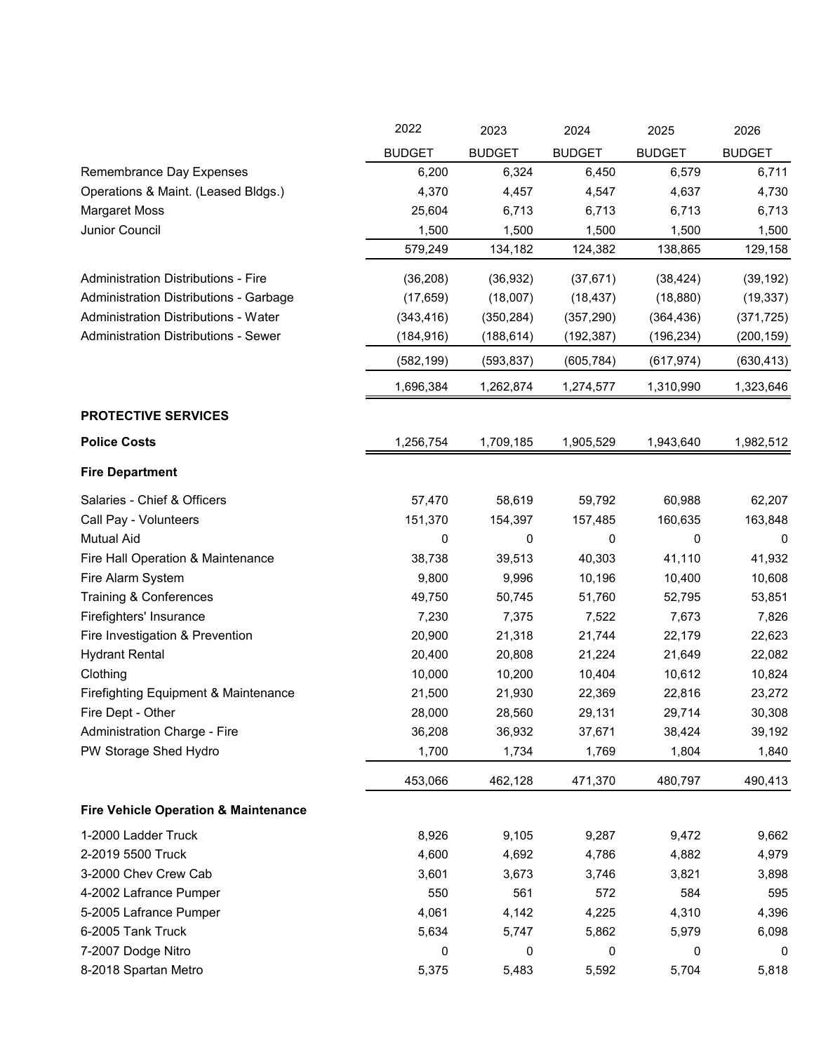| | 2022 BUDGET | 2023 BUDGET | 2024 BUDGET | 2025 BUDGET | 2026 BUDGET |
|---|---|---|---|---|---|
| Remembrance Day Expenses | 6,200 | 6,324 | 6,450 | 6,579 | 6,711 |
| Operations & Maint. (Leased Bldgs.) | 4,370 | 4,457 | 4,547 | 4,637 | 4,730 |
| Margaret Moss | 25,604 | 6,713 | 6,713 | 6,713 | 6,713 |
| Junior Council | 1,500 | 1,500 | 1,500 | 1,500 | 1,500 |
| | 579,249 | 134,182 | 124,382 | 138,865 | 129,158 |
| Administration Distributions - Fire | (36,208) | (36,932) | (37,671) | (38,424) | (39,192) |
| Administration Distributions - Garbage | (17,659) | (18,007) | (18,437) | (18,880) | (19,337) |
| Administration Distributions - Water | (343,416) | (350,284) | (357,290) | (364,436) | (371,725) |
| Administration Distributions - Sewer | (184,916) | (188,614) | (192,387) | (196,234) | (200,159) |
| | (582,199) | (593,837) | (605,784) | (617,974) | (630,413) |
| | 1,696,384 | 1,262,874 | 1,274,577 | 1,310,990 | 1,323,646 |
| **PROTECTIVE SERVICES** | | | | | |
| **Police Costs** | 1,256,754 | 1,709,185 | 1,905,529 | 1,943,640 | 1,982,512 |
| **Fire Department** | | | | | |
| Salaries - Chief & Officers | 57,470 | 58,619 | 59,792 | 60,988 | 62,207 |
| Call Pay - Volunteers | 151,370 | 154,397 | 157,485 | 160,635 | 163,848 |
| Mutual Aid | 0 | 0 | 0 | 0 | 0 |
| Fire Hall Operation & Maintenance | 38,738 | 39,513 | 40,303 | 41,110 | 41,932 |
| Fire Alarm System | 9,800 | 9,996 | 10,196 | 10,400 | 10,608 |
| Training & Conferences | 49,750 | 50,745 | 51,760 | 52,795 | 53,851 |
| Firefighters' Insurance | 7,230 | 7,375 | 7,522 | 7,673 | 7,826 |
| Fire Investigation & Prevention | 20,900 | 21,318 | 21,744 | 22,179 | 22,623 |
| Hydrant Rental | 20,400 | 20,808 | 21,224 | 21,649 | 22,082 |
| Clothing | 10,000 | 10,200 | 10,404 | 10,612 | 10,824 |
| Firefighting Equipment & Maintenance | 21,500 | 21,930 | 22,369 | 22,816 | 23,272 |
| Fire Dept - Other | 28,000 | 28,560 | 29,131 | 29,714 | 30,308 |
| Administration Charge - Fire | 36,208 | 36,932 | 37,671 | 38,424 | 39,192 |
| PW Storage Shed Hydro | 1,700 | 1,734 | 1,769 | 1,804 | 1,840 |
| | 453,066 | 462,128 | 471,370 | 480,797 | 490,413 |
| **Fire Vehicle Operation & Maintenance** | | | | | |
| 1-2000 Ladder Truck | 8,926 | 9,105 | 9,287 | 9,472 | 9,662 |
| 2-2019 5500 Truck | 4,600 | 4,692 | 4,786 | 4,882 | 4,979 |
| 3-2000 Chev Crew Cab | 3,601 | 3,673 | 3,746 | 3,821 | 3,898 |
| 4-2002 Lafrance Pumper | 550 | 561 | 572 | 584 | 595 |
| 5-2005 Lafrance Pumper | 4,061 | 4,142 | 4,225 | 4,310 | 4,396 |
| 6-2005 Tank Truck | 5,634 | 5,747 | 5,862 | 5,979 | 6,098 |
| 7-2007 Dodge Nitro | 0 | 0 | 0 | 0 | 0 |
| 8-2018 Spartan Metro | 5,375 | 5,483 | 5,592 | 5,704 | 5,818 |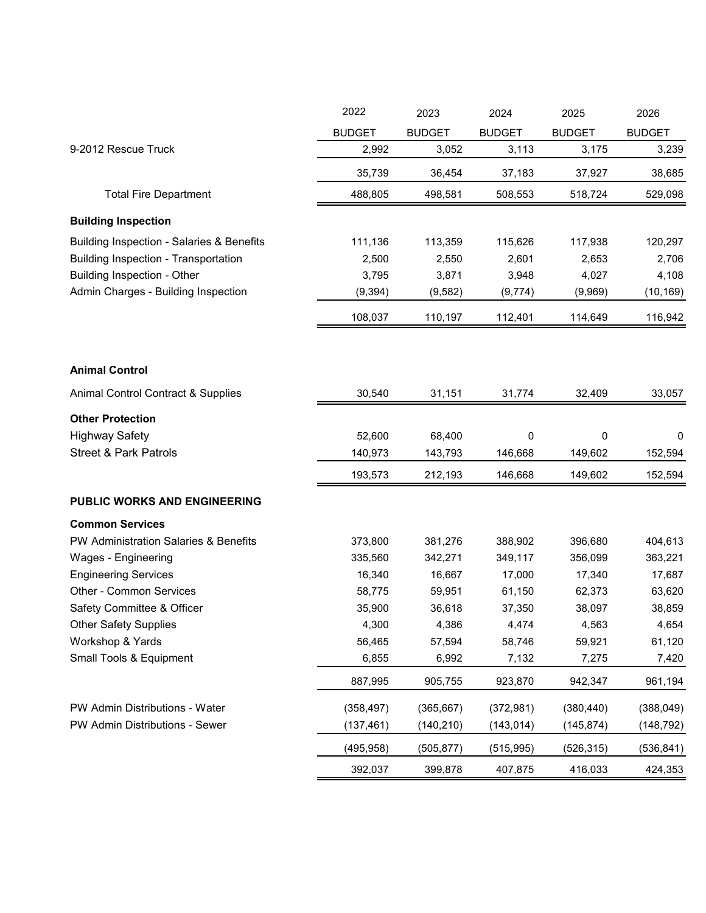| | 2022 BUDGET | 2023 BUDGET | 2024 BUDGET | 2025 BUDGET | 2026 BUDGET |
|---|---|---|---|---|---|
| 9-2012 Rescue Truck | 2,992 | 3,052 | 3,113 | 3,175 | 3,239 |
| | 35,739 | 36,454 | 37,183 | 37,927 | 38,685 |
| Total Fire Department | 488,805 | 498,581 | 508,553 | 518,724 | 529,098 |
| **Building Inspection** | | | | | |
| Building Inspection - Salaries & Benefits | 111,136 | 113,359 | 115,626 | 117,938 | 120,297 |
| Building Inspection - Transportation | 2,500 | 2,550 | 2,601 | 2,653 | 2,706 |
| Building Inspection - Other | 3,795 | 3,871 | 3,948 | 4,027 | 4,108 |
| Admin Charges - Building Inspection | (9,394) | (9,582) | (9,774) | (9,969) | (10,169) |
| | 108,037 | 110,197 | 112,401 | 114,649 | 116,942 |
| **Animal Control** | | | | | |
| Animal Control Contract & Supplies | 30,540 | 31,151 | 31,774 | 32,409 | 33,057 |
| **Other Protection** | | | | | |
| Highway Safety | 52,600 | 68,400 | 0 | 0 | 0 |
| Street & Park Patrols | 140,973 | 143,793 | 146,668 | 149,602 | 152,594 |
| | 193,573 | 212,193 | 146,668 | 149,602 | 152,594 |
| **PUBLIC WORKS AND ENGINEERING** | | | | | |
| **Common Services** | | | | | |
| PW Administration Salaries & Benefits | 373,800 | 381,276 | 388,902 | 396,680 | 404,613 |
| Wages - Engineering | 335,560 | 342,271 | 349,117 | 356,099 | 363,221 |
| Engineering Services | 16,340 | 16,667 | 17,000 | 17,340 | 17,687 |
| Other - Common Services | 58,775 | 59,951 | 61,150 | 62,373 | 63,620 |
| Safety Committee & Officer | 35,900 | 36,618 | 37,350 | 38,097 | 38,859 |
| Other Safety Supplies | 4,300 | 4,386 | 4,474 | 4,563 | 4,654 |
| Workshop & Yards | 56,465 | 57,594 | 58,746 | 59,921 | 61,120 |
| Small Tools & Equipment | 6,855 | 6,992 | 7,132 | 7,275 | 7,420 |
| | 887,995 | 905,755 | 923,870 | 942,347 | 961,194 |
| PW Admin Distributions - Water | (358,497) | (365,667) | (372,981) | (380,440) | (388,049) |
| PW Admin Distributions - Sewer | (137,461) | (140,210) | (143,014) | (145,874) | (148,792) |
| | (495,958) | (505,877) | (515,995) | (526,315) | (536,841) |
| | 392,037 | 399,878 | 407,875 | 416,033 | 424,353 |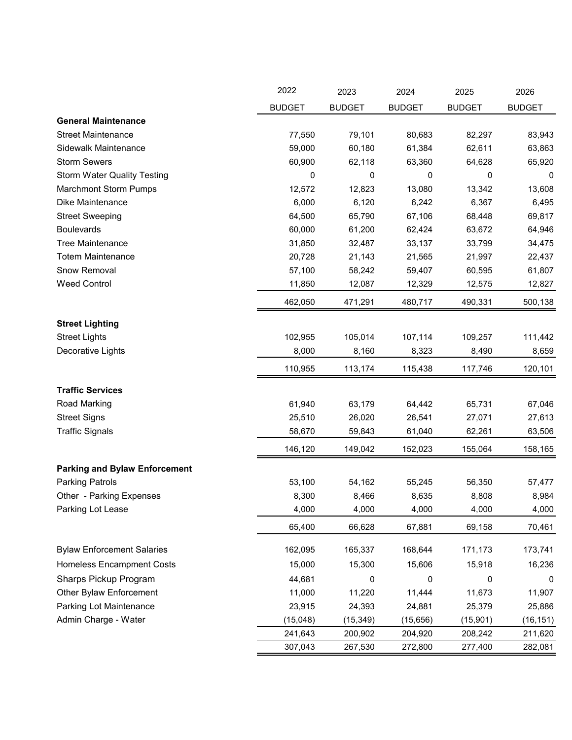| | 2022 BUDGET | 2023 BUDGET | 2024 BUDGET | 2025 BUDGET | 2026 BUDGET |
|---|---|---|---|---|---|
| **General Maintenance** | | | | | |
| Street Maintenance | 77,550 | 79,101 | 80,683 | 82,297 | 83,943 |
| Sidewalk Maintenance | 59,000 | 60,180 | 61,384 | 62,611 | 63,863 |
| Storm Sewers | 60,900 | 62,118 | 63,360 | 64,628 | 65,920 |
| Storm Water Quality Testing | 0 | 0 | 0 | 0 | 0 |
| Marchmont Storm Pumps | 12,572 | 12,823 | 13,080 | 13,342 | 13,608 |
| Dike Maintenance | 6,000 | 6,120 | 6,242 | 6,367 | 6,495 |
| Street Sweeping | 64,500 | 65,790 | 67,106 | 68,448 | 69,817 |
| Boulevards | 60,000 | 61,200 | 62,424 | 63,672 | 64,946 |
| Tree Maintenance | 31,850 | 32,487 | 33,137 | 33,799 | 34,475 |
| Totem Maintenance | 20,728 | 21,143 | 21,565 | 21,997 | 22,437 |
| Snow Removal | 57,100 | 58,242 | 59,407 | 60,595 | 61,807 |
| Weed Control | 11,850 | 12,087 | 12,329 | 12,575 | 12,827 |
| | 462,050 | 471,291 | 480,717 | 490,331 | 500,138 |
| **Street Lighting** | | | | | |
| Street Lights | 102,955 | 105,014 | 107,114 | 109,257 | 111,442 |
| Decorative Lights | 8,000 | 8,160 | 8,323 | 8,490 | 8,659 |
| | 110,955 | 113,174 | 115,438 | 117,746 | 120,101 |
| **Traffic Services** | | | | | |
| Road Marking | 61,940 | 63,179 | 64,442 | 65,731 | 67,046 |
| Street Signs | 25,510 | 26,020 | 26,541 | 27,071 | 27,613 |
| Traffic Signals | 58,670 | 59,843 | 61,040 | 62,261 | 63,506 |
| | 146,120 | 149,042 | 152,023 | 155,064 | 158,165 |
| **Parking and Bylaw Enforcement** | | | | | |
| Parking Patrols | 53,100 | 54,162 | 55,245 | 56,350 | 57,477 |
| Other - Parking Expenses | 8,300 | 8,466 | 8,635 | 8,808 | 8,984 |
| Parking Lot Lease | 4,000 | 4,000 | 4,000 | 4,000 | 4,000 |
| | 65,400 | 66,628 | 67,881 | 69,158 | 70,461 |
| Bylaw Enforcement Salaries | 162,095 | 165,337 | 168,644 | 171,173 | 173,741 |
| Homeless Encampment Costs | 15,000 | 15,300 | 15,606 | 15,918 | 16,236 |
| Sharps Pickup Program | 44,681 | 0 | 0 | 0 | 0 |
| Other Bylaw Enforcement | 11,000 | 11,220 | 11,444 | 11,673 | 11,907 |
| Parking Lot Maintenance | 23,915 | 24,393 | 24,881 | 25,379 | 25,886 |
| Admin Charge - Water | (15,048) | (15,349) | (15,656) | (15,901) | (16,151) |
| | 241,643 | 200,902 | 204,920 | 208,242 | 211,620 |
| | 307,043 | 267,530 | 272,800 | 277,400 | 282,081 |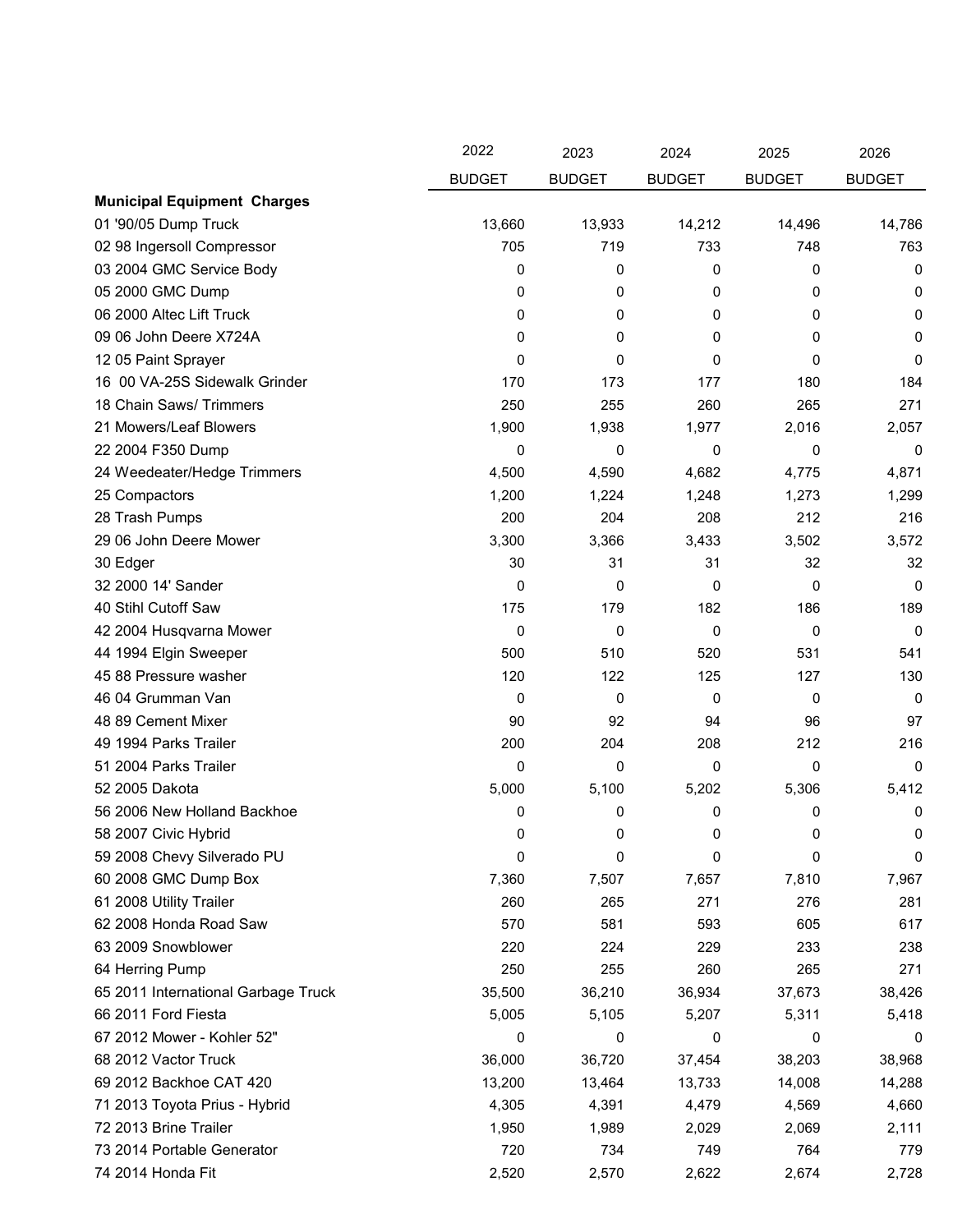| | 2022 BUDGET | 2023 BUDGET | 2024 BUDGET | 2025 BUDGET | 2026 BUDGET |
|---|---|---|---|---|---|
| **Municipal Equipment Charges** | | | | | |
| 01 '90/05 Dump Truck | 13,660 | 13,933 | 14,212 | 14,496 | 14,786 |
| 02 98 Ingersoll Compressor | 705 | 719 | 733 | 748 | 763 |
| 03 2004 GMC Service Body | 0 | 0 | 0 | 0 | 0 |
| 05 2000 GMC Dump | 0 | 0 | 0 | 0 | 0 |
| 06 2000 Altec Lift Truck | 0 | 0 | 0 | 0 | 0 |
| 09 06 John Deere X724A | 0 | 0 | 0 | 0 | 0 |
| 12 05 Paint Sprayer | 0 | 0 | 0 | 0 | 0 |
| 16 00 VA-25S Sidewalk Grinder | 170 | 173 | 177 | 180 | 184 |
| 18 Chain Saws/ Trimmers | 250 | 255 | 260 | 265 | 271 |
| 21 Mowers/Leaf Blowers | 1,900 | 1,938 | 1,977 | 2,016 | 2,057 |
| 22 2004 F350 Dump | 0 | 0 | 0 | 0 | 0 |
| 24 Weedeater/Hedge Trimmers | 4,500 | 4,590 | 4,682 | 4,775 | 4,871 |
| 25 Compactors | 1,200 | 1,224 | 1,248 | 1,273 | 1,299 |
| 28 Trash Pumps | 200 | 204 | 208 | 212 | 216 |
| 29 06 John Deere Mower | 3,300 | 3,366 | 3,433 | 3,502 | 3,572 |
| 30 Edger | 30 | 31 | 31 | 32 | 32 |
| 32 2000 14' Sander | 0 | 0 | 0 | 0 | 0 |
| 40 Stihl Cutoff Saw | 175 | 179 | 182 | 186 | 189 |
| 42 2004 Husqvarna Mower | 0 | 0 | 0 | 0 | 0 |
| 44 1994 Elgin Sweeper | 500 | 510 | 520 | 531 | 541 |
| 45 88 Pressure washer | 120 | 122 | 125 | 127 | 130 |
| 46 04 Grumman Van | 0 | 0 | 0 | 0 | 0 |
| 48 89 Cement Mixer | 90 | 92 | 94 | 96 | 97 |
| 49 1994 Parks Trailer | 200 | 204 | 208 | 212 | 216 |
| 51 2004 Parks Trailer | 0 | 0 | 0 | 0 | 0 |
| 52 2005 Dakota | 5,000 | 5,100 | 5,202 | 5,306 | 5,412 |
| 56 2006 New Holland Backhoe | 0 | 0 | 0 | 0 | 0 |
| 58 2007 Civic Hybrid | 0 | 0 | 0 | 0 | 0 |
| 59 2008 Chevy Silverado PU | 0 | 0 | 0 | 0 | 0 |
| 60 2008 GMC Dump Box | 7,360 | 7,507 | 7,657 | 7,810 | 7,967 |
| 61 2008 Utility Trailer | 260 | 265 | 271 | 276 | 281 |
| 62 2008 Honda Road Saw | 570 | 581 | 593 | 605 | 617 |
| 63 2009 Snowblower | 220 | 224 | 229 | 233 | 238 |
| 64 Herring Pump | 250 | 255 | 260 | 265 | 271 |
| 65 2011 International Garbage Truck | 35,500 | 36,210 | 36,934 | 37,673 | 38,426 |
| 66 2011 Ford Fiesta | 5,005 | 5,105 | 5,207 | 5,311 | 5,418 |
| 67 2012 Mower - Kohler 52" | 0 | 0 | 0 | 0 | 0 |
| 68 2012 Vactor Truck | 36,000 | 36,720 | 37,454 | 38,203 | 38,968 |
| 69 2012 Backhoe CAT 420 | 13,200 | 13,464 | 13,733 | 14,008 | 14,288 |
| 71 2013 Toyota Prius - Hybrid | 4,305 | 4,391 | 4,479 | 4,569 | 4,660 |
| 72 2013 Brine Trailer | 1,950 | 1,989 | 2,029 | 2,069 | 2,111 |
| 73 2014 Portable Generator | 720 | 734 | 749 | 764 | 779 |
| 74 2014 Honda Fit | 2,520 | 2,570 | 2,622 | 2,674 | 2,728 |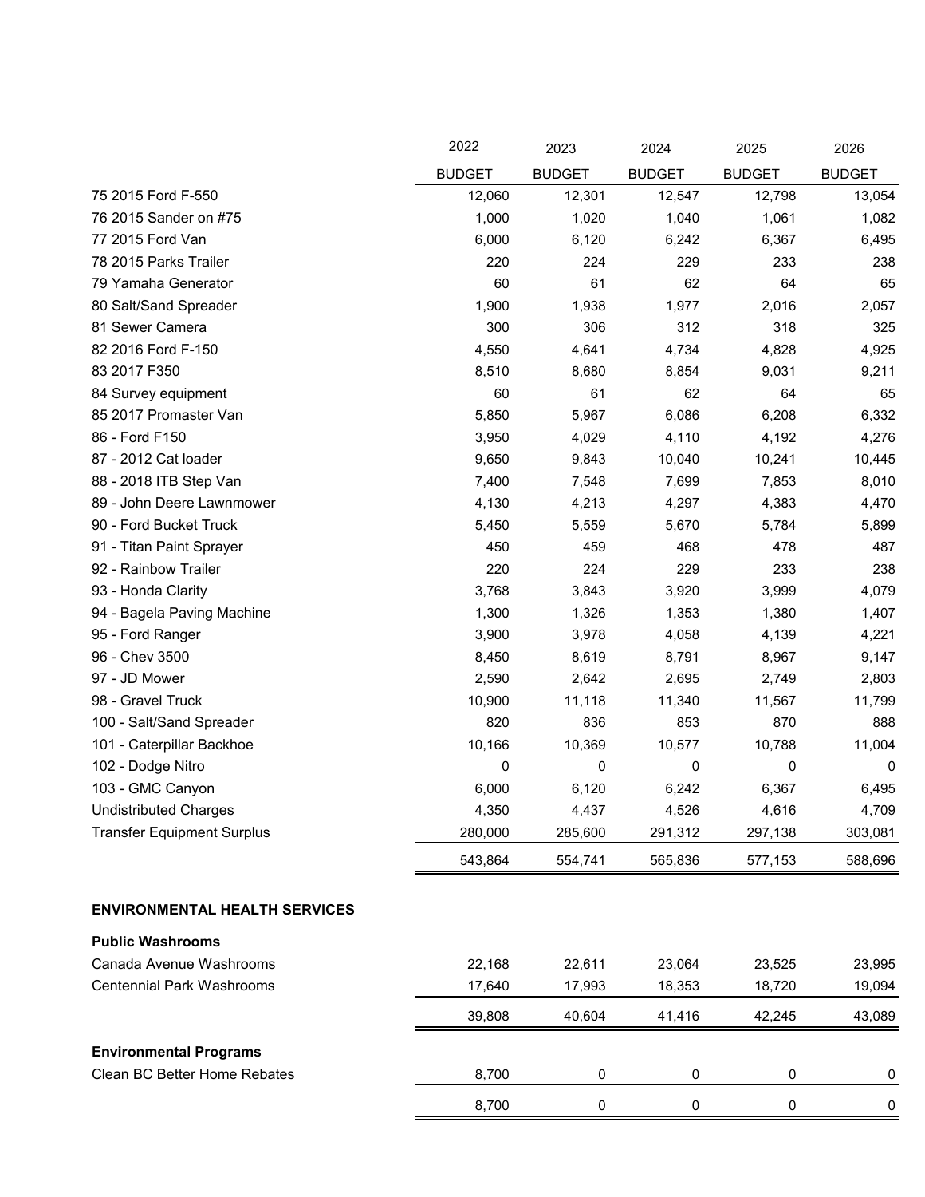| | 2022 BUDGET | 2023 BUDGET | 2024 BUDGET | 2025 BUDGET | 2026 BUDGET |
|---|---|---|---|---|---|
| 75 2015 Ford F-550 | 12,060 | 12,301 | 12,547 | 12,798 | 13,054 |
| 76 2015 Sander on #75 | 1,000 | 1,020 | 1,040 | 1,061 | 1,082 |
| 77 2015 Ford Van | 6,000 | 6,120 | 6,242 | 6,367 | 6,495 |
| 78 2015 Parks Trailer | 220 | 224 | 229 | 233 | 238 |
| 79 Yamaha Generator | 60 | 61 | 62 | 64 | 65 |
| 80 Salt/Sand Spreader | 1,900 | 1,938 | 1,977 | 2,016 | 2,057 |
| 81 Sewer Camera | 300 | 306 | 312 | 318 | 325 |
| 82 2016 Ford F-150 | 4,550 | 4,641 | 4,734 | 4,828 | 4,925 |
| 83 2017 F350 | 8,510 | 8,680 | 8,854 | 9,031 | 9,211 |
| 84 Survey equipment | 60 | 61 | 62 | 64 | 65 |
| 85 2017 Promaster Van | 5,850 | 5,967 | 6,086 | 6,208 | 6,332 |
| 86 - Ford F150 | 3,950 | 4,029 | 4,110 | 4,192 | 4,276 |
| 87 - 2012 Cat loader | 9,650 | 9,843 | 10,040 | 10,241 | 10,445 |
| 88 - 2018 ITB Step Van | 7,400 | 7,548 | 7,699 | 7,853 | 8,010 |
| 89 - John Deere Lawnmower | 4,130 | 4,213 | 4,297 | 4,383 | 4,470 |
| 90 - Ford Bucket Truck | 5,450 | 5,559 | 5,670 | 5,784 | 5,899 |
| 91 - Titan Paint Sprayer | 450 | 459 | 468 | 478 | 487 |
| 92 - Rainbow Trailer | 220 | 224 | 229 | 233 | 238 |
| 93 - Honda Clarity | 3,768 | 3,843 | 3,920 | 3,999 | 4,079 |
| 94 - Bagela Paving Machine | 1,300 | 1,326 | 1,353 | 1,380 | 1,407 |
| 95 - Ford Ranger | 3,900 | 3,978 | 4,058 | 4,139 | 4,221 |
| 96 - Chev 3500 | 8,450 | 8,619 | 8,791 | 8,967 | 9,147 |
| 97 - JD Mower | 2,590 | 2,642 | 2,695 | 2,749 | 2,803 |
| 98 - Gravel Truck | 10,900 | 11,118 | 11,340 | 11,567 | 11,799 |
| 100 - Salt/Sand Spreader | 820 | 836 | 853 | 870 | 888 |
| 101 - Caterpillar Backhoe | 10,166 | 10,369 | 10,577 | 10,788 | 11,004 |
| 102 - Dodge Nitro | 0 | 0 | 0 | 0 | 0 |
| 103 - GMC Canyon | 6,000 | 6,120 | 6,242 | 6,367 | 6,495 |
| Undistributed Charges | 4,350 | 4,437 | 4,526 | 4,616 | 4,709 |
| Transfer Equipment Surplus | 280,000 | 285,600 | 291,312 | 297,138 | 303,081 |
| | 543,864 | 554,741 | 565,836 | 577,153 | 588,696 |

## ENVIRONMENTAL HEALTH SERVICES

### Public Washrooms

| | 2022 BUDGET | 2023 BUDGET | 2024 BUDGET | 2025 BUDGET | 2026 BUDGET |
|---|---|---|---|---|---|
| Canada Avenue Washrooms | 22,168 | 22,611 | 23,064 | 23,525 | 23,995 |
| Centennial Park Washrooms | 17,640 | 17,993 | 18,353 | 18,720 | 19,094 |
| | 39,808 | 40,604 | 41,416 | 42,245 | 43,089 |

### Environmental Programs

| | 2022 BUDGET | 2023 BUDGET | 2024 BUDGET | 2025 BUDGET | 2026 BUDGET |
|---|---|---|---|---|---|
| Clean BC Better Home Rebates | 8,700 | 0 | 0 | 0 | 0 |
| | 8,700 | 0 | 0 | 0 | 0 |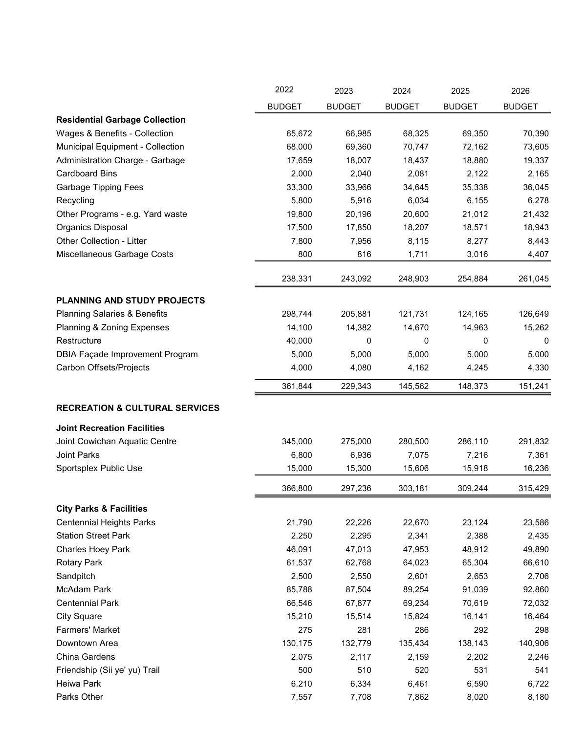| | 2022 BUDGET | 2023 BUDGET | 2024 BUDGET | 2025 BUDGET | 2026 BUDGET |
|---|---|---|---|---|---|
| **Residential Garbage Collection** | | | | | |
| Wages & Benefits - Collection | 65,672 | 66,985 | 68,325 | 69,350 | 70,390 |
| Municipal Equipment - Collection | 68,000 | 69,360 | 70,747 | 72,162 | 73,605 |
| Administration Charge - Garbage | 17,659 | 18,007 | 18,437 | 18,880 | 19,337 |
| Cardboard Bins | 2,000 | 2,040 | 2,081 | 2,122 | 2,165 |
| Garbage Tipping Fees | 33,300 | 33,966 | 34,645 | 35,338 | 36,045 |
| Recycling | 5,800 | 5,916 | 6,034 | 6,155 | 6,278 |
| Other Programs - e.g. Yard waste | 19,800 | 20,196 | 20,600 | 21,012 | 21,432 |
| Organics Disposal | 17,500 | 17,850 | 18,207 | 18,571 | 18,943 |
| Other Collection - Litter | 7,800 | 7,956 | 8,115 | 8,277 | 8,443 |
| Miscellaneous Garbage Costs | 800 | 816 | 1,711 | 3,016 | 4,407 |
| | 238,331 | 243,092 | 248,903 | 254,884 | 261,045 |
| **PLANNING AND STUDY PROJECTS** | | | | | |
| Planning Salaries & Benefits | 298,744 | 205,881 | 121,731 | 124,165 | 126,649 |
| Planning & Zoning Expenses | 14,100 | 14,382 | 14,670 | 14,963 | 15,262 |
| Restructure | 40,000 | 0 | 0 | 0 | 0 |
| DBIA Façade Improvement Program | 5,000 | 5,000 | 5,000 | 5,000 | 5,000 |
| Carbon Offsets/Projects | 4,000 | 4,080 | 4,162 | 4,245 | 4,330 |
| | 361,844 | 229,343 | 145,562 | 148,373 | 151,241 |
| **RECREATION & CULTURAL SERVICES** | | | | | |
| **Joint Recreation Facilities** | | | | | |
| Joint Cowichan Aquatic Centre | 345,000 | 275,000 | 280,500 | 286,110 | 291,832 |
| Joint Parks | 6,800 | 6,936 | 7,075 | 7,216 | 7,361 |
| Sportsplex Public Use | 15,000 | 15,300 | 15,606 | 15,918 | 16,236 |
| | 366,800 | 297,236 | 303,181 | 309,244 | 315,429 |
| **City Parks & Facilities** | | | | | |
| Centennial Heights Parks | 21,790 | 22,226 | 22,670 | 23,124 | 23,586 |
| Station Street Park | 2,250 | 2,295 | 2,341 | 2,388 | 2,435 |
| Charles Hoey Park | 46,091 | 47,013 | 47,953 | 48,912 | 49,890 |
| Rotary Park | 61,537 | 62,768 | 64,023 | 65,304 | 66,610 |
| Sandpitch | 2,500 | 2,550 | 2,601 | 2,653 | 2,706 |
| McAdam Park | 85,788 | 87,504 | 89,254 | 91,039 | 92,860 |
| Centennial Park | 66,546 | 67,877 | 69,234 | 70,619 | 72,032 |
| City Square | 15,210 | 15,514 | 15,824 | 16,141 | 16,464 |
| Farmers' Market | 275 | 281 | 286 | 292 | 298 |
| Downtown Area | 130,175 | 132,779 | 135,434 | 138,143 | 140,906 |
| China Gardens | 2,075 | 2,117 | 2,159 | 2,202 | 2,246 |
| Friendship (Sii ye' yu) Trail | 500 | 510 | 520 | 531 | 541 |
| Heiwa Park | 6,210 | 6,334 | 6,461 | 6,590 | 6,722 |
| Parks Other | 7,557 | 7,708 | 7,862 | 8,020 | 8,180 |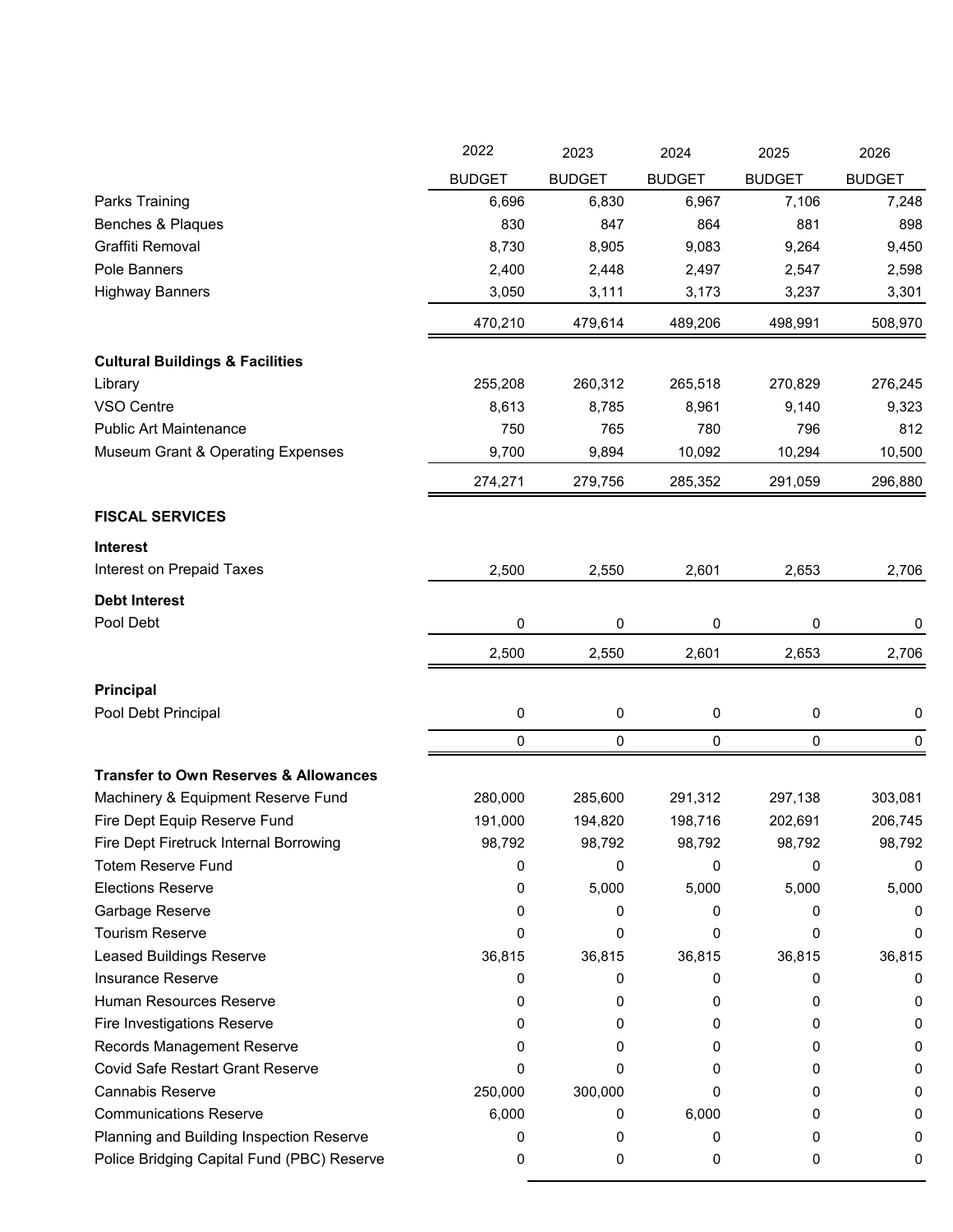| | 2022 BUDGET | 2023 BUDGET | 2024 BUDGET | 2025 BUDGET | 2026 BUDGET |
|---|---|---|---|---|---|
| Parks Training | 6,696 | 6,830 | 6,967 | 7,106 | 7,248 |
| Benches & Plaques | 830 | 847 | 864 | 881 | 898 |
| Graffiti Removal | 8,730 | 8,905 | 9,083 | 9,264 | 9,450 |
| Pole Banners | 2,400 | 2,448 | 2,497 | 2,547 | 2,598 |
| Highway Banners | 3,050 | 3,111 | 3,173 | 3,237 | 3,301 |
| | 470,210 | 479,614 | 489,206 | 498,991 | 508,970 |
| **Cultural Buildings & Facilities** | | | | | |
| Library | 255,208 | 260,312 | 265,518 | 270,829 | 276,245 |
| VSO Centre | 8,613 | 8,785 | 8,961 | 9,140 | 9,323 |
| Public Art Maintenance | 750 | 765 | 780 | 796 | 812 |
| Museum Grant & Operating Expenses | 9,700 | 9,894 | 10,092 | 10,294 | 10,500 |
| | 274,271 | 279,756 | 285,352 | 291,059 | 296,880 |
| **FISCAL SERVICES** | | | | | |
| **Interest** | | | | | |
| Interest on Prepaid Taxes | 2,500 | 2,550 | 2,601 | 2,653 | 2,706 |
| **Debt Interest** | | | | | |
| Pool Debt | 0 | 0 | 0 | 0 | 0 |
| | 2,500 | 2,550 | 2,601 | 2,653 | 2,706 |
| **Principal** | | | | | |
| Pool Debt Principal | 0 | 0 | 0 | 0 | 0 |
| | 0 | 0 | 0 | 0 | 0 |
| **Transfer to Own Reserves & Allowances** | | | | | |
| Machinery & Equipment Reserve Fund | 280,000 | 285,600 | 291,312 | 297,138 | 303,081 |
| Fire Dept Equip Reserve Fund | 191,000 | 194,820 | 198,716 | 202,691 | 206,745 |
| Fire Dept Firetruck Internal Borrowing | 98,792 | 98,792 | 98,792 | 98,792 | 98,792 |
| Totem Reserve Fund | 0 | 0 | 0 | 0 | 0 |
| Elections Reserve | 0 | 5,000 | 5,000 | 5,000 | 5,000 |
| Garbage Reserve | 0 | 0 | 0 | 0 | 0 |
| Tourism Reserve | 0 | 0 | 0 | 0 | 0 |
| Leased Buildings Reserve | 36,815 | 36,815 | 36,815 | 36,815 | 36,815 |
| Insurance Reserve | 0 | 0 | 0 | 0 | 0 |
| Human Resources Reserve | 0 | 0 | 0 | 0 | 0 |
| Fire Investigations Reserve | 0 | 0 | 0 | 0 | 0 |
| Records Management Reserve | 0 | 0 | 0 | 0 | 0 |
| Covid Safe Restart Grant Reserve | 0 | 0 | 0 | 0 | 0 |
| Cannabis Reserve | 250,000 | 300,000 | 0 | 0 | 0 |
| Communications Reserve | 6,000 | 0 | 6,000 | 0 | 0 |
| Planning and Building Inspection Reserve | 0 | 0 | 0 | 0 | 0 |
| Police Bridging Capital Fund (PBC) Reserve | 0 | 0 | 0 | 0 | 0 |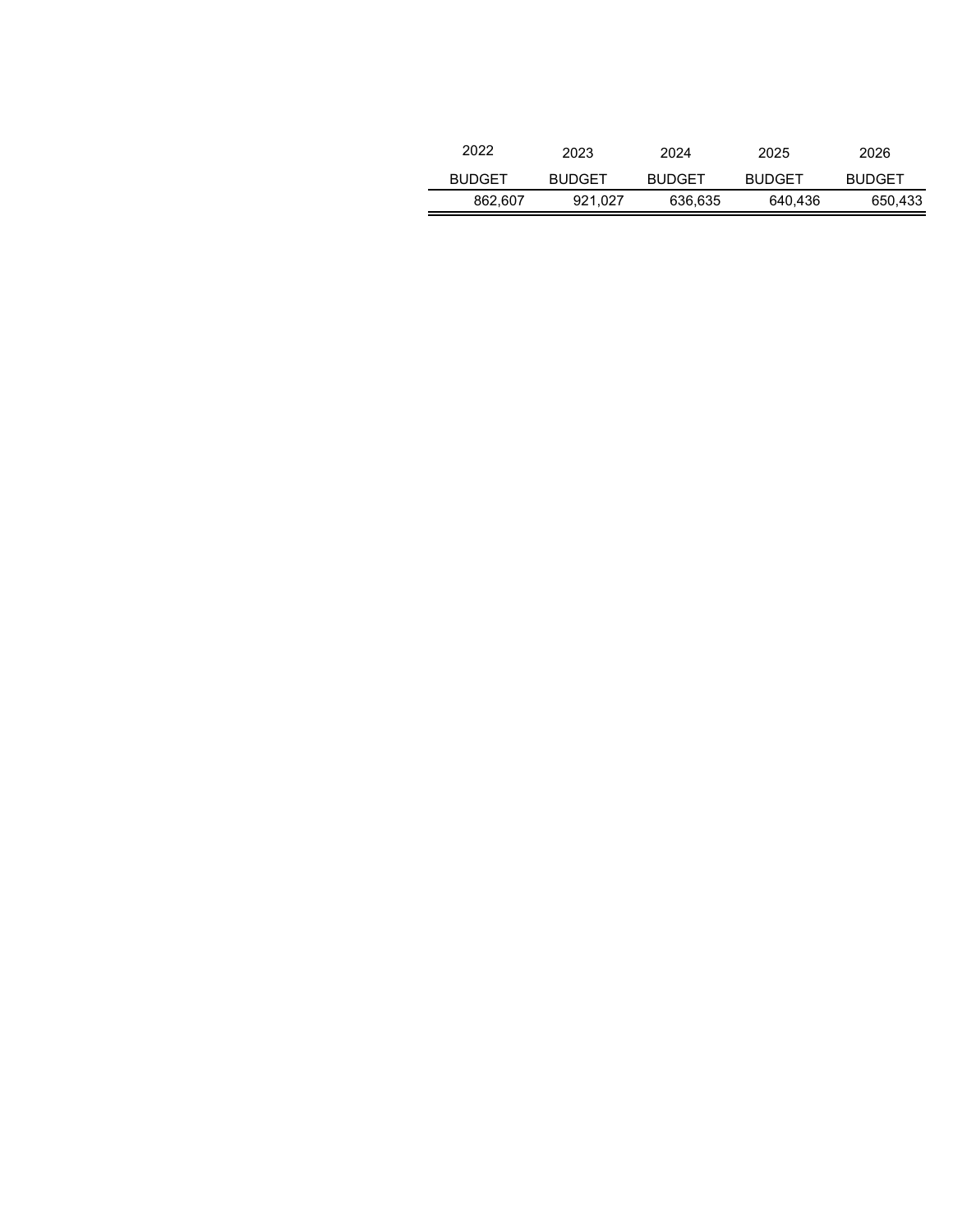| 2022 BUDGET | 2023 BUDGET | 2024 BUDGET | 2025 BUDGET | 2026 BUDGET |
|---|---|---|---|---|
| 862,607 | 921,027 | 636,635 | 640,436 | 650,433 |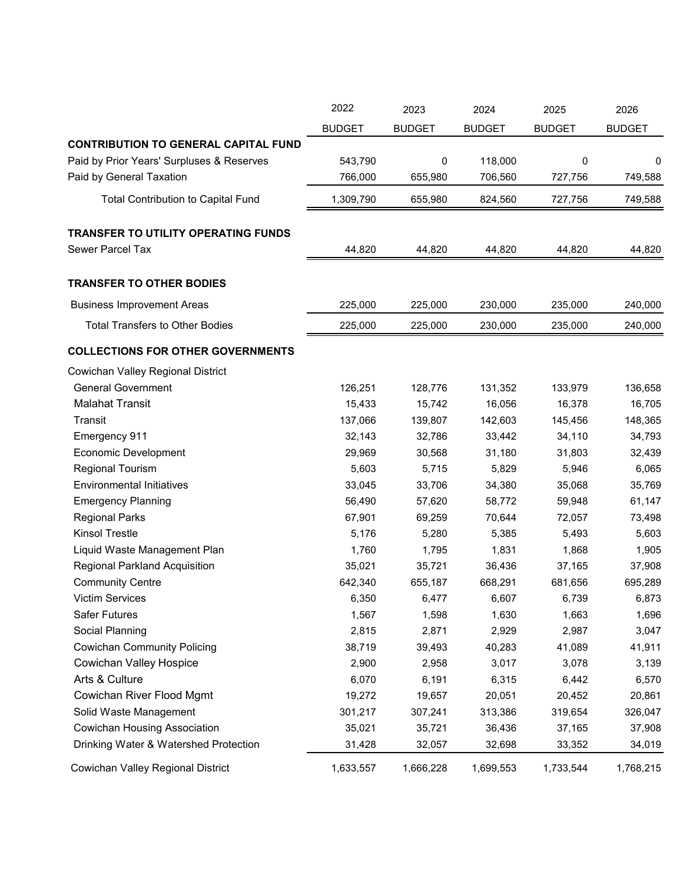| | 2022 BUDGET | 2023 BUDGET | 2024 BUDGET | 2025 BUDGET | 2026 BUDGET |
|---|---|---|---|---|---|
| **CONTRIBUTION TO GENERAL CAPITAL FUND** | | | | | |
| Paid by Prior Years' Surpluses & Reserves | 543,790 | 0 | 118,000 | 0 | 0 |
| Paid by General Taxation | 766,000 | 655,980 | 706,560 | 727,756 | 749,588 |
| Total Contribution to Capital Fund | 1,309,790 | 655,980 | 824,560 | 727,756 | 749,588 |
| **TRANSFER TO UTILITY OPERATING FUNDS** | | | | | |
| Sewer Parcel Tax | 44,820 | 44,820 | 44,820 | 44,820 | 44,820 |
| **TRANSFER TO OTHER BODIES** | | | | | |
| Business Improvement Areas | 225,000 | 225,000 | 230,000 | 235,000 | 240,000 |
| Total Transfers to Other Bodies | 225,000 | 225,000 | 230,000 | 235,000 | 240,000 |
| **COLLECTIONS FOR OTHER GOVERNMENTS** | | | | | |
| Cowichan Valley Regional District | | | | | |
| General Government | 126,251 | 128,776 | 131,352 | 133,979 | 136,658 |
| Malahat Transit | 15,433 | 15,742 | 16,056 | 16,378 | 16,705 |
| Transit | 137,066 | 139,807 | 142,603 | 145,456 | 148,365 |
| Emergency 911 | 32,143 | 32,786 | 33,442 | 34,110 | 34,793 |
| Economic Development | 29,969 | 30,568 | 31,180 | 31,803 | 32,439 |
| Regional Tourism | 5,603 | 5,715 | 5,829 | 5,946 | 6,065 |
| Environmental Initiatives | 33,045 | 33,706 | 34,380 | 35,068 | 35,769 |
| Emergency Planning | 56,490 | 57,620 | 58,772 | 59,948 | 61,147 |
| Regional Parks | 67,901 | 69,259 | 70,644 | 72,057 | 73,498 |
| Kinsol Trestle | 5,176 | 5,280 | 5,385 | 5,493 | 5,603 |
| Liquid Waste Management Plan | 1,760 | 1,795 | 1,831 | 1,868 | 1,905 |
| Regional Parkland Acquisition | 35,021 | 35,721 | 36,436 | 37,165 | 37,908 |
| Community Centre | 642,340 | 655,187 | 668,291 | 681,656 | 695,289 |
| Victim Services | 6,350 | 6,477 | 6,607 | 6,739 | 6,873 |
| Safer Futures | 1,567 | 1,598 | 1,630 | 1,663 | 1,696 |
| Social Planning | 2,815 | 2,871 | 2,929 | 2,987 | 3,047 |
| Cowichan Community Policing | 38,719 | 39,493 | 40,283 | 41,089 | 41,911 |
| Cowichan Valley Hospice | 2,900 | 2,958 | 3,017 | 3,078 | 3,139 |
| Arts & Culture | 6,070 | 6,191 | 6,315 | 6,442 | 6,570 |
| Cowichan River Flood Mgmt | 19,272 | 19,657 | 20,051 | 20,452 | 20,861 |
| Solid Waste Management | 301,217 | 307,241 | 313,386 | 319,654 | 326,047 |
| Cowichan Housing Association | 35,021 | 35,721 | 36,436 | 37,165 | 37,908 |
| Drinking Water & Watershed Protection | 31,428 | 32,057 | 32,698 | 33,352 | 34,019 |
| Cowichan Valley Regional District | 1,633,557 | 1,666,228 | 1,699,553 | 1,733,544 | 1,768,215 |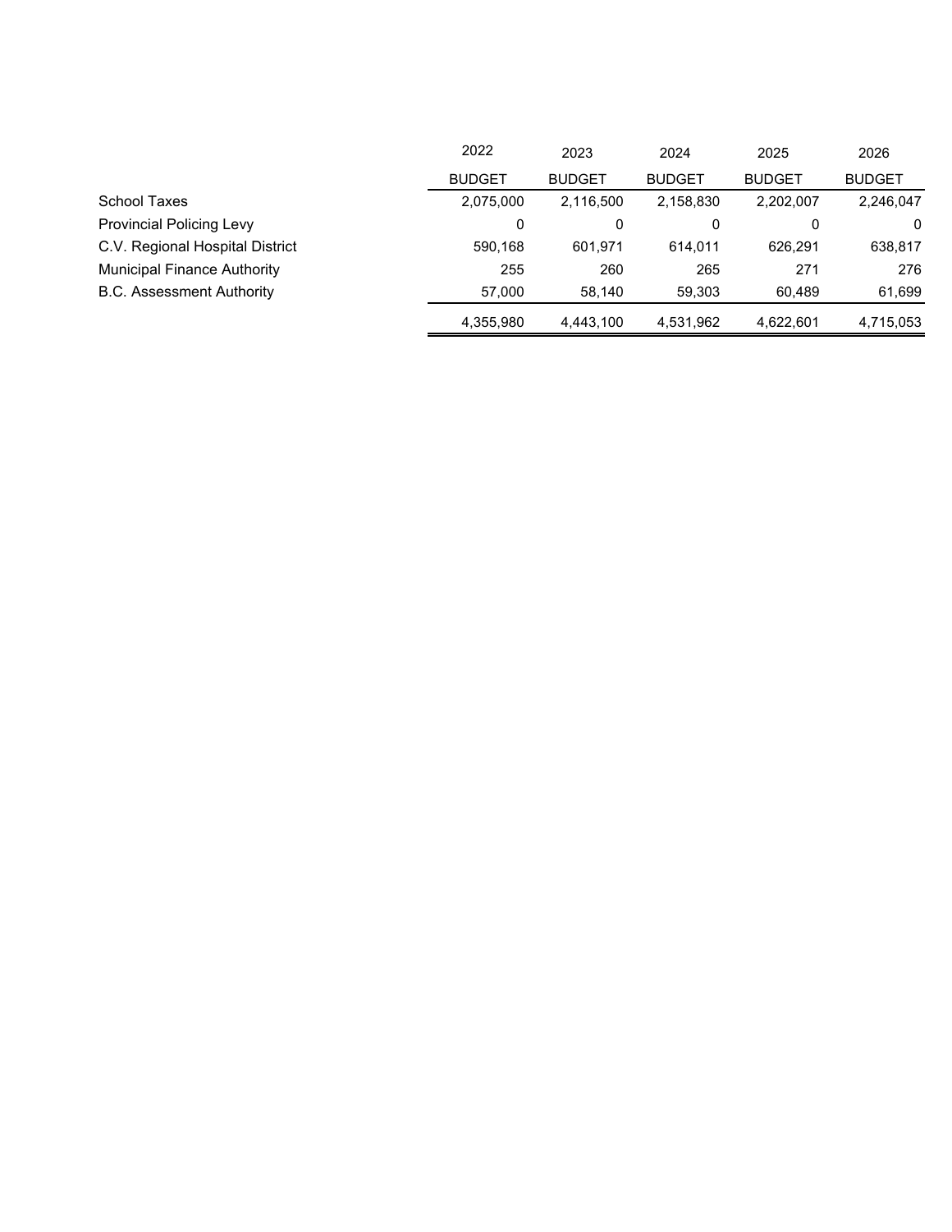| | 2022 | 2023 | 2024 | 2025 | 2026 |
|---|---|---|---|---|---|
| | BUDGET | BUDGET | BUDGET | BUDGET | BUDGET |
| School Taxes | 2,075,000 | 2,116,500 | 2,158,830 | 2,202,007 | 2,246,047 |
| Provincial Policing Levy | 0 | 0 | 0 | 0 | 0 |
| C.V. Regional Hospital District | 590,168 | 601,971 | 614,011 | 626,291 | 638,817 |
| Municipal Finance Authority | 255 | 260 | 265 | 271 | 276 |
| B.C. Assessment Authority | 57,000 | 58,140 | 59,303 | 60,489 | 61,699 |
| | 4,355,980 | 4,443,100 | 4,531,962 | 4,622,601 | 4,715,053 |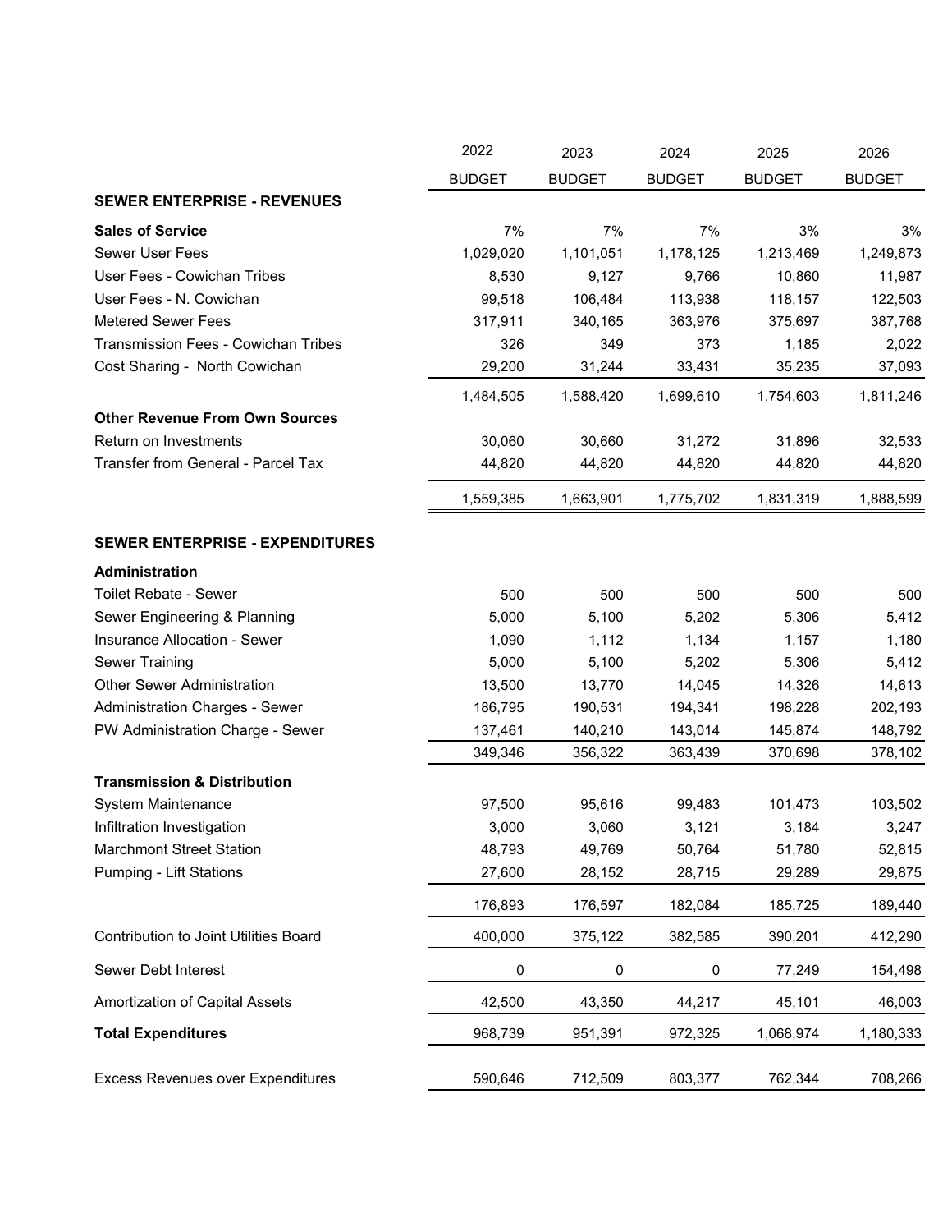| | 2022 BUDGET | 2023 BUDGET | 2024 BUDGET | 2025 BUDGET | 2026 BUDGET |
|---|---|---|---|---|---|
| **SEWER ENTERPRISE - REVENUES** | | | | | |
| **Sales of Service** | 7% | 7% | 7% | 3% | 3% |
| Sewer User Fees | 1,029,020 | 1,101,051 | 1,178,125 | 1,213,469 | 1,249,873 |
| User Fees - Cowichan Tribes | 8,530 | 9,127 | 9,766 | 10,860 | 11,987 |
| User Fees - N. Cowichan | 99,518 | 106,484 | 113,938 | 118,157 | 122,503 |
| Metered Sewer Fees | 317,911 | 340,165 | 363,976 | 375,697 | 387,768 |
| Transmission Fees - Cowichan Tribes | 326 | 349 | 373 | 1,185 | 2,022 |
| Cost Sharing - North Cowichan | 29,200 | 31,244 | 33,431 | 35,235 | 37,093 |
| | 1,484,505 | 1,588,420 | 1,699,610 | 1,754,603 | 1,811,246 |
| **Other Revenue From Own Sources** | | | | | |
| Return on Investments | 30,060 | 30,660 | 31,272 | 31,896 | 32,533 |
| Transfer from General - Parcel Tax | 44,820 | 44,820 | 44,820 | 44,820 | 44,820 |
| | 1,559,385 | 1,663,901 | 1,775,702 | 1,831,319 | 1,888,599 |
| | | | | | |
| **SEWER ENTERPRISE - EXPENDITURES** | | | | | |
| **Administration** | | | | | |
| Toilet Rebate - Sewer | 500 | 500 | 500 | 500 | 500 |
| Sewer Engineering & Planning | 5,000 | 5,100 | 5,202 | 5,306 | 5,412 |
| Insurance Allocation - Sewer | 1,090 | 1,112 | 1,134 | 1,157 | 1,180 |
| Sewer Training | 5,000 | 5,100 | 5,202 | 5,306 | 5,412 |
| Other Sewer Administration | 13,500 | 13,770 | 14,045 | 14,326 | 14,613 |
| Administration Charges - Sewer | 186,795 | 190,531 | 194,341 | 198,228 | 202,193 |
| PW Administration Charge - Sewer | 137,461 | 140,210 | 143,014 | 145,874 | 148,792 |
| | 349,346 | 356,322 | 363,439 | 370,698 | 378,102 |
| **Transmission & Distribution** | | | | | |
| System Maintenance | 97,500 | 95,616 | 99,483 | 101,473 | 103,502 |
| Infiltration Investigation | 3,000 | 3,060 | 3,121 | 3,184 | 3,247 |
| Marchmont Street Station | 48,793 | 49,769 | 50,764 | 51,780 | 52,815 |
| Pumping - Lift Stations | 27,600 | 28,152 | 28,715 | 29,289 | 29,875 |
| | 176,893 | 176,597 | 182,084 | 185,725 | 189,440 |
| Contribution to Joint Utilities Board | 400,000 | 375,122 | 382,585 | 390,201 | 412,290 |
| Sewer Debt Interest | 0 | 0 | 0 | 77,249 | 154,498 |
| Amortization of Capital Assets | 42,500 | 43,350 | 44,217 | 45,101 | 46,003 |
| **Total Expenditures** | 968,739 | 951,391 | 972,325 | 1,068,974 | 1,180,333 |
| | | | | | |
| Excess Revenues over Expenditures | 590,646 | 712,509 | 803,377 | 762,344 | 708,266 |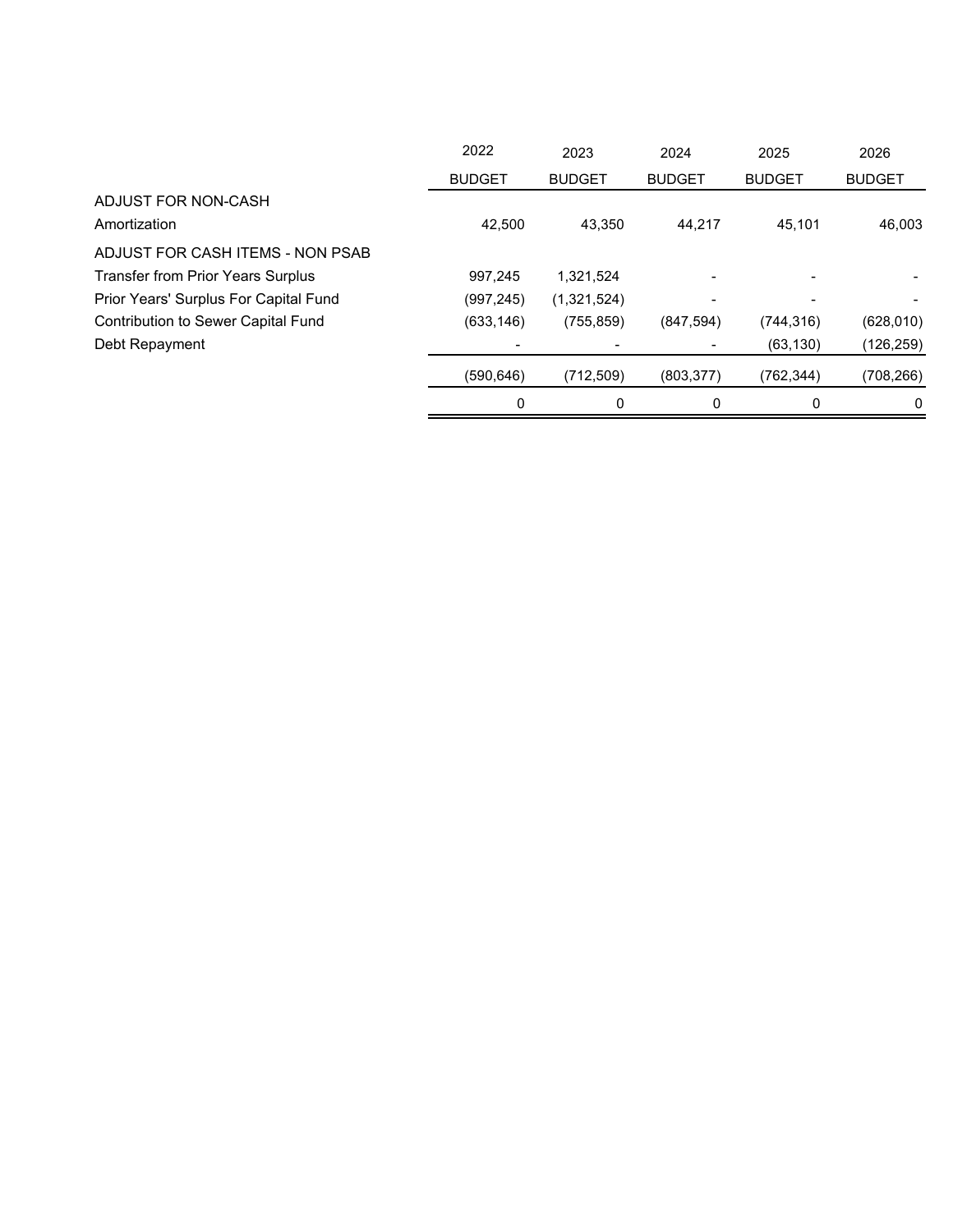| | 2022 BUDGET | 2023 BUDGET | 2024 BUDGET | 2025 BUDGET | 2026 BUDGET |
|---|---|---|---|---|---|
| ADJUST FOR NON-CASH | | | | | |
| Amortization | 42,500 | 43,350 | 44,217 | 45,101 | 46,003 |
| ADJUST FOR CASH ITEMS - NON PSAB | | | | | |
| Transfer from Prior Years Surplus | 997,245 | 1,321,524 | - | - | - |
| Prior Years' Surplus For Capital Fund | (997,245) | (1,321,524) | - | - | - |
| Contribution to Sewer Capital Fund | (633,146) | (755,859) | (847,594) | (744,316) | (628,010) |
| Debt Repayment | - | - | - | (63,130) | (126,259) |
| | (590,646) | (712,509) | (803,377) | (762,344) | (708,266) |
| | 0 | 0 | 0 | 0 | 0 |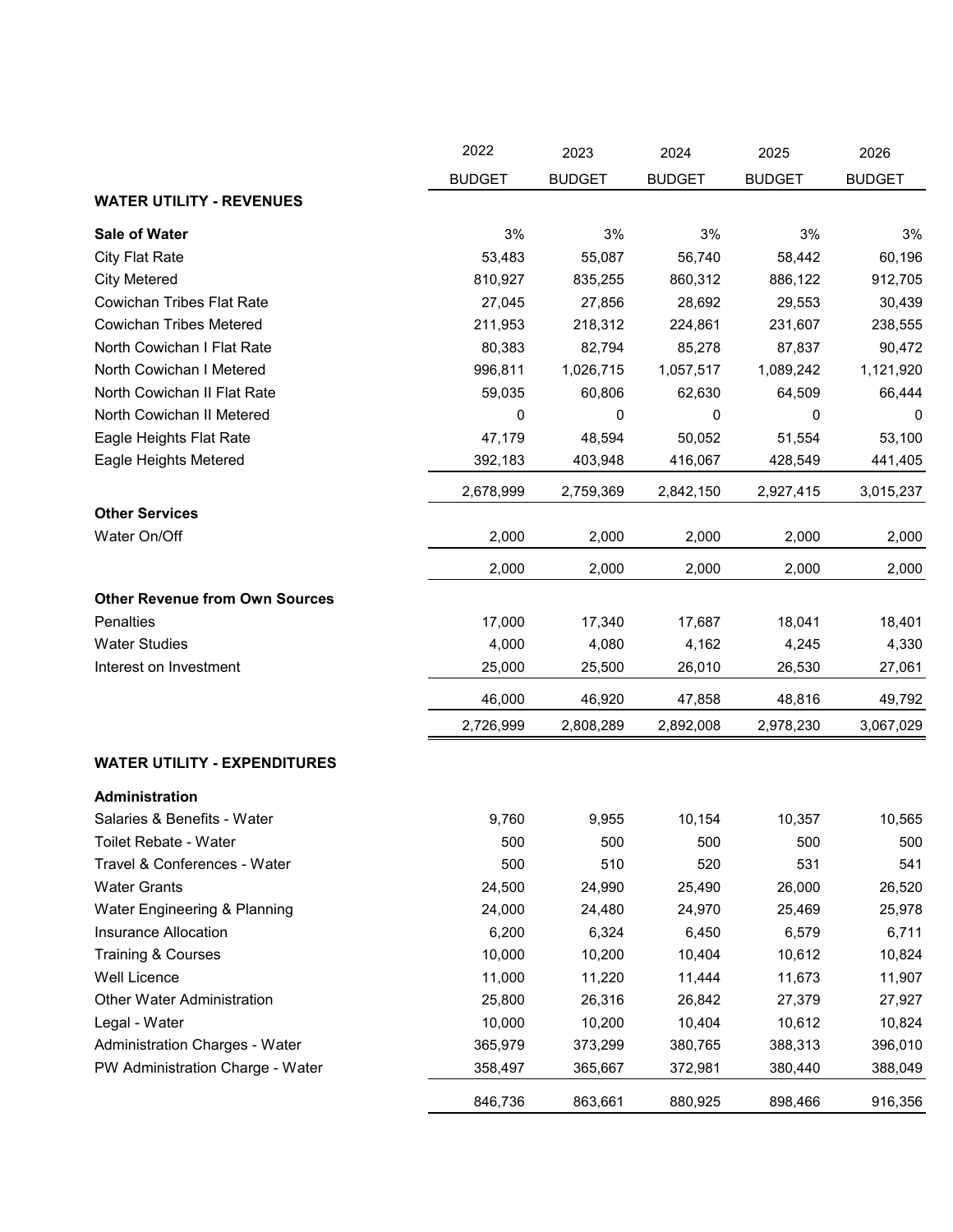| | 2022 BUDGET | 2023 BUDGET | 2024 BUDGET | 2025 BUDGET | 2026 BUDGET |
|---|---|---|---|---|---|
| **WATER UTILITY - REVENUES** | | | | | |
| **Sale of Water** | 3% | 3% | 3% | 3% | 3% |
| City Flat Rate | 53,483 | 55,087 | 56,740 | 58,442 | 60,196 |
| City Metered | 810,927 | 835,255 | 860,312 | 886,122 | 912,705 |
| Cowichan Tribes Flat Rate | 27,045 | 27,856 | 28,692 | 29,553 | 30,439 |
| Cowichan Tribes Metered | 211,953 | 218,312 | 224,861 | 231,607 | 238,555 |
| North Cowichan I Flat Rate | 80,383 | 82,794 | 85,278 | 87,837 | 90,472 |
| North Cowichan I Metered | 996,811 | 1,026,715 | 1,057,517 | 1,089,242 | 1,121,920 |
| North Cowichan II Flat Rate | 59,035 | 60,806 | 62,630 | 64,509 | 66,444 |
| North Cowichan II Metered | 0 | 0 | 0 | 0 | 0 |
| Eagle Heights Flat Rate | 47,179 | 48,594 | 50,052 | 51,554 | 53,100 |
| Eagle Heights Metered | 392,183 | 403,948 | 416,067 | 428,549 | 441,405 |
| | 2,678,999 | 2,759,369 | 2,842,150 | 2,927,415 | 3,015,237 |
| **Other Services** | | | | | |
| Water On/Off | 2,000 | 2,000 | 2,000 | 2,000 | 2,000 |
| | 2,000 | 2,000 | 2,000 | 2,000 | 2,000 |
| **Other Revenue from Own Sources** | | | | | |
| Penalties | 17,000 | 17,340 | 17,687 | 18,041 | 18,401 |
| Water Studies | 4,000 | 4,080 | 4,162 | 4,245 | 4,330 |
| Interest on Investment | 25,000 | 25,500 | 26,010 | 26,530 | 27,061 |
| | 46,000 | 46,920 | 47,858 | 48,816 | 49,792 |
| | 2,726,999 | 2,808,289 | 2,892,008 | 2,978,230 | 3,067,029 |
| **WATER UTILITY - EXPENDITURES** | | | | | |
| **Administration** | | | | | |
| Salaries & Benefits - Water | 9,760 | 9,955 | 10,154 | 10,357 | 10,565 |
| Toilet Rebate - Water | 500 | 500 | 500 | 500 | 500 |
| Travel & Conferences - Water | 500 | 510 | 520 | 531 | 541 |
| Water Grants | 24,500 | 24,990 | 25,490 | 26,000 | 26,520 |
| Water Engineering & Planning | 24,000 | 24,480 | 24,970 | 25,469 | 25,978 |
| Insurance Allocation | 6,200 | 6,324 | 6,450 | 6,579 | 6,711 |
| Training & Courses | 10,000 | 10,200 | 10,404 | 10,612 | 10,824 |
| Well Licence | 11,000 | 11,220 | 11,444 | 11,673 | 11,907 |
| Other Water Administration | 25,800 | 26,316 | 26,842 | 27,379 | 27,927 |
| Legal - Water | 10,000 | 10,200 | 10,404 | 10,612 | 10,824 |
| Administration Charges - Water | 365,979 | 373,299 | 380,765 | 388,313 | 396,010 |
| PW Administration Charge - Water | 358,497 | 365,667 | 372,981 | 380,440 | 388,049 |
| | 846,736 | 863,661 | 880,925 | 898,466 | 916,356 |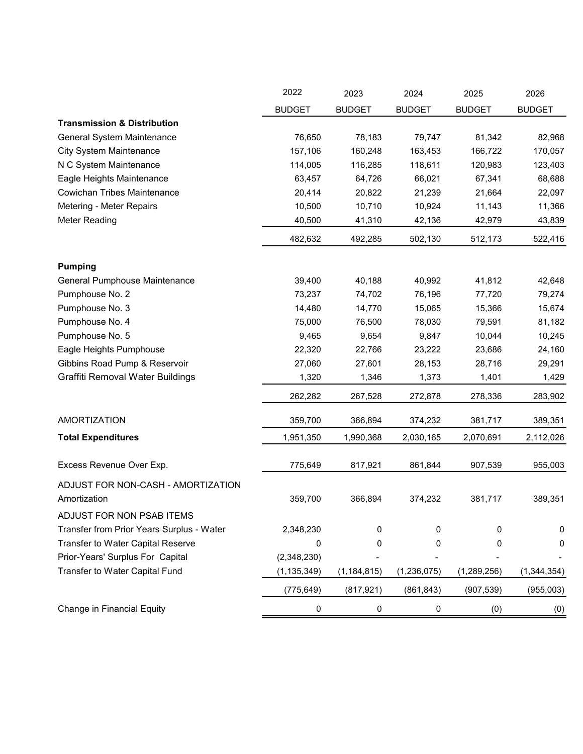| | 2022 BUDGET | 2023 BUDGET | 2024 BUDGET | 2025 BUDGET | 2026 BUDGET |
|---|---|---|---|---|---|
| **Transmission & Distribution** | | | | | |
| General System Maintenance | 76,650 | 78,183 | 79,747 | 81,342 | 82,968 |
| City System Maintenance | 157,106 | 160,248 | 163,453 | 166,722 | 170,057 |
| N C System Maintenance | 114,005 | 116,285 | 118,611 | 120,983 | 123,403 |
| Eagle Heights Maintenance | 63,457 | 64,726 | 66,021 | 67,341 | 68,688 |
| Cowichan Tribes Maintenance | 20,414 | 20,822 | 21,239 | 21,664 | 22,097 |
| Metering - Meter Repairs | 10,500 | 10,710 | 10,924 | 11,143 | 11,366 |
| Meter Reading | 40,500 | 41,310 | 42,136 | 42,979 | 43,839 |
| | 482,632 | 492,285 | 502,130 | 512,173 | 522,416 |
| **Pumping** | | | | | |
| General Pumphouse Maintenance | 39,400 | 40,188 | 40,992 | 41,812 | 42,648 |
| Pumphouse No. 2 | 73,237 | 74,702 | 76,196 | 77,720 | 79,274 |
| Pumphouse No. 3 | 14,480 | 14,770 | 15,065 | 15,366 | 15,674 |
| Pumphouse No. 4 | 75,000 | 76,500 | 78,030 | 79,591 | 81,182 |
| Pumphouse No. 5 | 9,465 | 9,654 | 9,847 | 10,044 | 10,245 |
| Eagle Heights Pumphouse | 22,320 | 22,766 | 23,222 | 23,686 | 24,160 |
| Gibbins Road Pump & Reservoir | 27,060 | 27,601 | 28,153 | 28,716 | 29,291 |
| Graffiti Removal Water Buildings | 1,320 | 1,346 | 1,373 | 1,401 | 1,429 |
| | 262,282 | 267,528 | 272,878 | 278,336 | 283,902 |
| AMORTIZATION | 359,700 | 366,894 | 374,232 | 381,717 | 389,351 |
| **Total Expenditures** | 1,951,350 | 1,990,368 | 2,030,165 | 2,070,691 | 2,112,026 |
| Excess Revenue Over Exp. | 775,649 | 817,921 | 861,844 | 907,539 | 955,003 |
| ADJUST FOR NON-CASH - AMORTIZATION | | | | | |
| Amortization | 359,700 | 366,894 | 374,232 | 381,717 | 389,351 |
| ADJUST FOR NON PSAB ITEMS | | | | | |
| Transfer from Prior Years Surplus - Water | 2,348,230 | 0 | 0 | 0 | 0 |
| Transfer to Water Capital Reserve | 0 | 0 | 0 | 0 | 0 |
| Prior-Years' Surplus For Capital | (2,348,230) | - | - | - | - |
| Transfer to Water Capital Fund | (1,135,349) | (1,184,815) | (1,236,075) | (1,289,256) | (1,344,354) |
| | (775,649) | (817,921) | (861,843) | (907,539) | (955,003) |
| Change in Financial Equity | 0 | 0 | 0 | (0) | (0) |